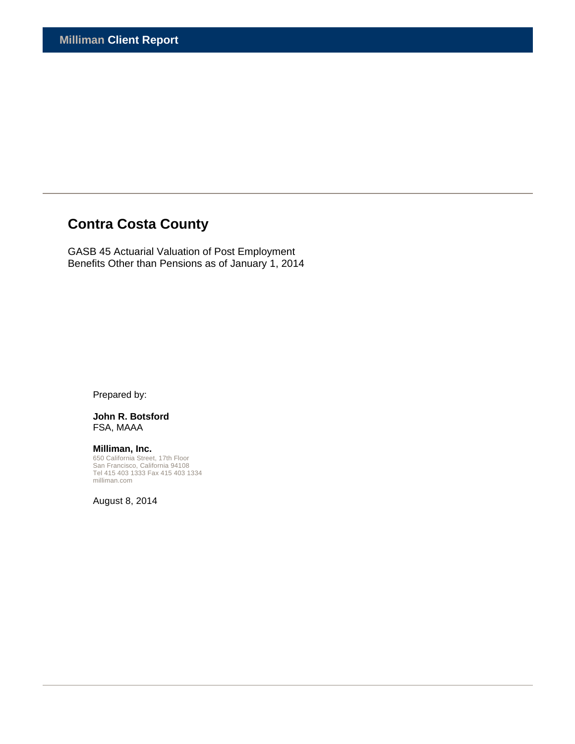**Milliman Client Report**

# Contra Costa County

GASB 45 Actuarial Valuation of Post Employment Benefits Other than Pensions as of January 1, 2014

Prepared by:

**John R. Botsford**
FSA, MAAA

**Milliman, Inc.**
650 California Street, 17th Floor
San Francisco, California 94108
Tel 415 403 1333 Fax 415 403 1334
milliman.com

August 8, 2014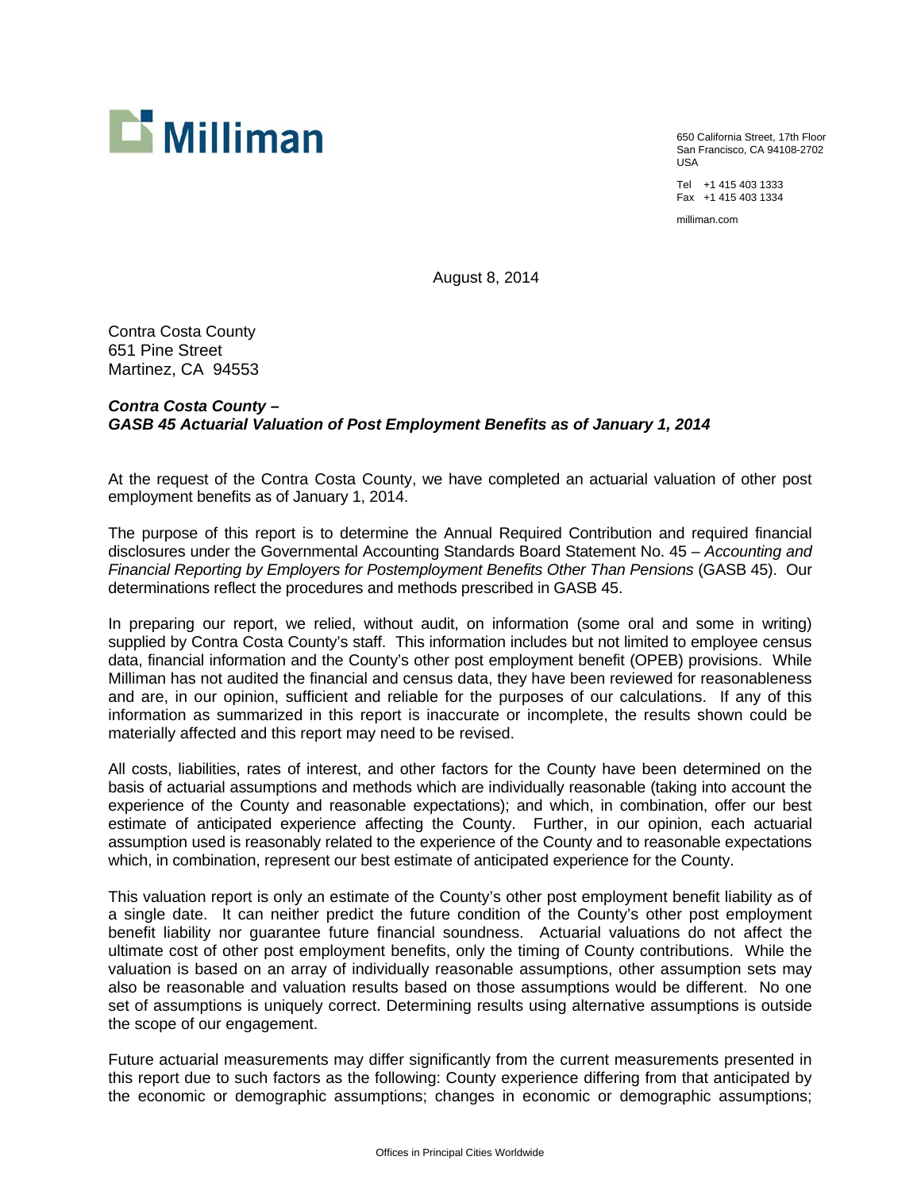Milliman

650 California Street, 17th Floor
San Francisco, CA 94108-2702
USA

Tel +1 415 403 1333
Fax +1 415 403 1334

milliman.com

August 8, 2014

Contra Costa County
651 Pine Street
Martinez, CA 94553

***Contra Costa County –***
***GASB 45 Actuarial Valuation of Post Employment Benefits as of January 1, 2014***

At the request of the Contra Costa County, we have completed an actuarial valuation of other post employment benefits as of January 1, 2014.

The purpose of this report is to determine the Annual Required Contribution and required financial disclosures under the Governmental Accounting Standards Board Statement No. 45 – *Accounting and Financial Reporting by Employers for Postemployment Benefits Other Than Pensions* (GASB 45). Our determinations reflect the procedures and methods prescribed in GASB 45.

In preparing our report, we relied, without audit, on information (some oral and some in writing) supplied by Contra Costa County's staff. This information includes but not limited to employee census data, financial information and the County's other post employment benefit (OPEB) provisions. While Milliman has not audited the financial and census data, they have been reviewed for reasonableness and are, in our opinion, sufficient and reliable for the purposes of our calculations. If any of this information as summarized in this report is inaccurate or incomplete, the results shown could be materially affected and this report may need to be revised.

All costs, liabilities, rates of interest, and other factors for the County have been determined on the basis of actuarial assumptions and methods which are individually reasonable (taking into account the experience of the County and reasonable expectations); and which, in combination, offer our best estimate of anticipated experience affecting the County. Further, in our opinion, each actuarial assumption used is reasonably related to the experience of the County and to reasonable expectations which, in combination, represent our best estimate of anticipated experience for the County.

This valuation report is only an estimate of the County's other post employment benefit liability as of a single date. It can neither predict the future condition of the County's other post employment benefit liability nor guarantee future financial soundness. Actuarial valuations do not affect the ultimate cost of other post employment benefits, only the timing of County contributions. While the valuation is based on an array of individually reasonable assumptions, other assumption sets may also be reasonable and valuation results based on those assumptions would be different. No one set of assumptions is uniquely correct. Determining results using alternative assumptions is outside the scope of our engagement.

Future actuarial measurements may differ significantly from the current measurements presented in this report due to such factors as the following: County experience differing from that anticipated by the economic or demographic assumptions; changes in economic or demographic assumptions;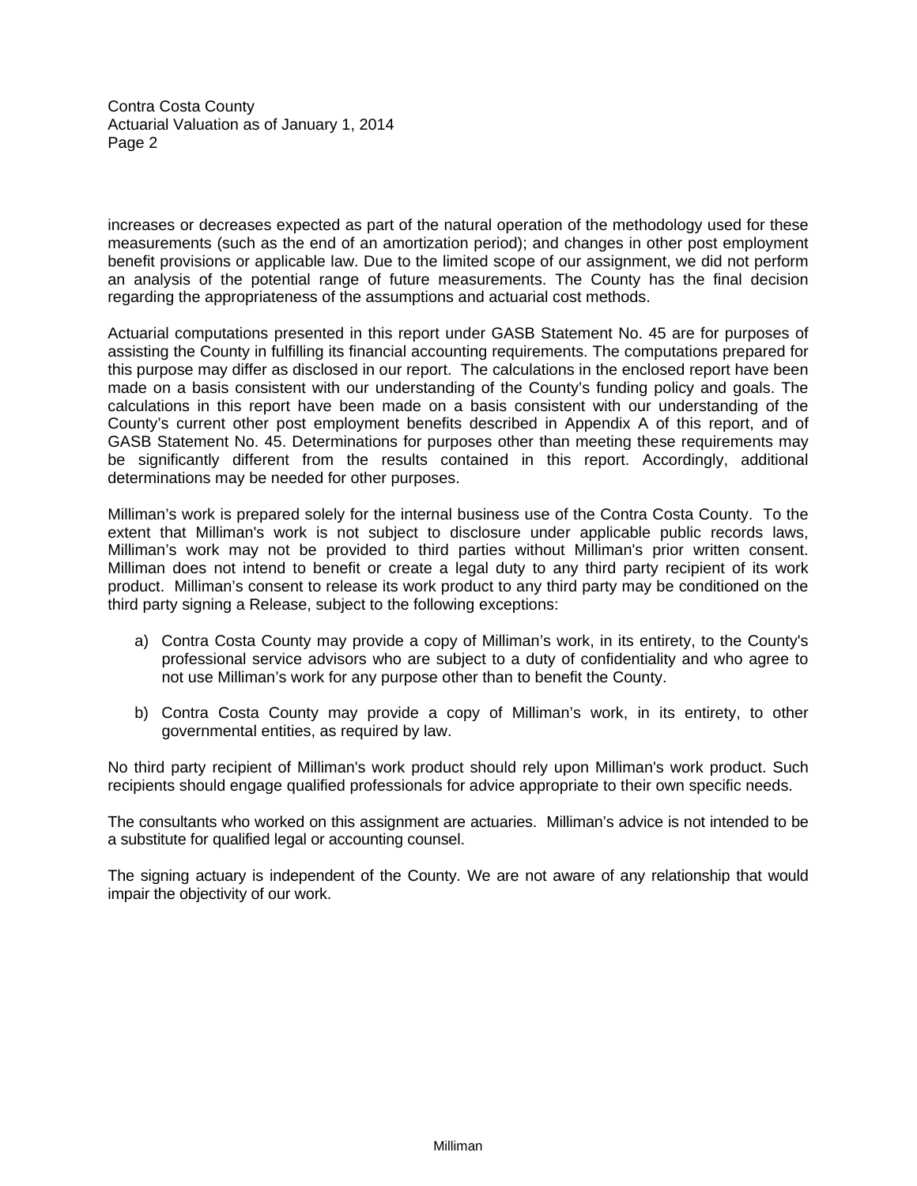increases or decreases expected as part of the natural operation of the methodology used for these measurements (such as the end of an amortization period); and changes in other post employment benefit provisions or applicable law. Due to the limited scope of our assignment, we did not perform an analysis of the potential range of future measurements. The County has the final decision regarding the appropriateness of the assumptions and actuarial cost methods.

Actuarial computations presented in this report under GASB Statement No. 45 are for purposes of assisting the County in fulfilling its financial accounting requirements. The computations prepared for this purpose may differ as disclosed in our report. The calculations in the enclosed report have been made on a basis consistent with our understanding of the County's funding policy and goals. The calculations in this report have been made on a basis consistent with our understanding of the County's current other post employment benefits described in Appendix A of this report, and of GASB Statement No. 45. Determinations for purposes other than meeting these requirements may be significantly different from the results contained in this report. Accordingly, additional determinations may be needed for other purposes.

Milliman's work is prepared solely for the internal business use of the Contra Costa County. To the extent that Milliman's work is not subject to disclosure under applicable public records laws, Milliman's work may not be provided to third parties without Milliman's prior written consent. Milliman does not intend to benefit or create a legal duty to any third party recipient of its work product. Milliman's consent to release its work product to any third party may be conditioned on the third party signing a Release, subject to the following exceptions:

a) Contra Costa County may provide a copy of Milliman's work, in its entirety, to the County's professional service advisors who are subject to a duty of confidentiality and who agree to not use Milliman's work for any purpose other than to benefit the County.

b) Contra Costa County may provide a copy of Milliman's work, in its entirety, to other governmental entities, as required by law.

No third party recipient of Milliman's work product should rely upon Milliman's work product. Such recipients should engage qualified professionals for advice appropriate to their own specific needs.

The consultants who worked on this assignment are actuaries. Milliman's advice is not intended to be a substitute for qualified legal or accounting counsel.

The signing actuary is independent of the County. We are not aware of any relationship that would impair the objectivity of our work.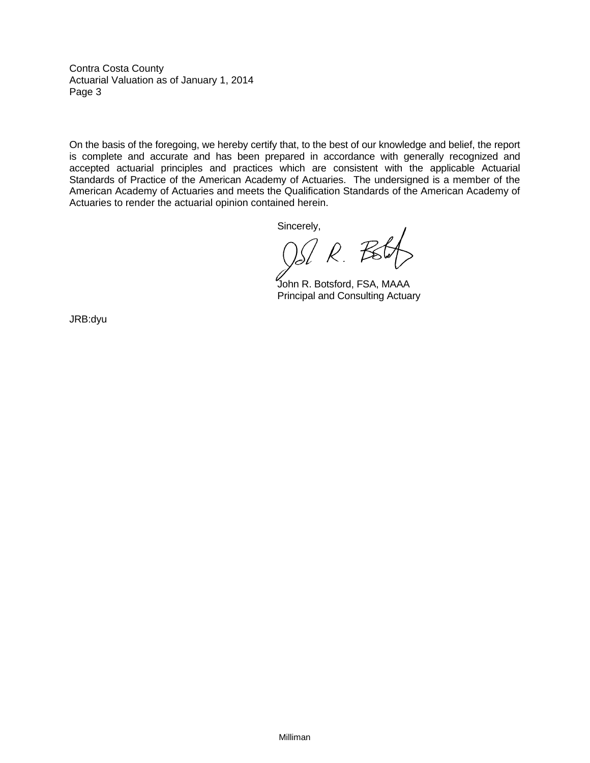On the basis of the foregoing, we hereby certify that, to the best of our knowledge and belief, the report is complete and accurate and has been prepared in accordance with generally recognized and accepted actuarial principles and practices which are consistent with the applicable Actuarial Standards of Practice of the American Academy of Actuaries. The undersigned is a member of the American Academy of Actuaries and meets the Qualification Standards of the American Academy of Actuaries to render the actuarial opinion contained herein.

Sincerely,

John R. Botsford, FSA, MAAA  
Principal and Consulting Actuary

JRB:dyu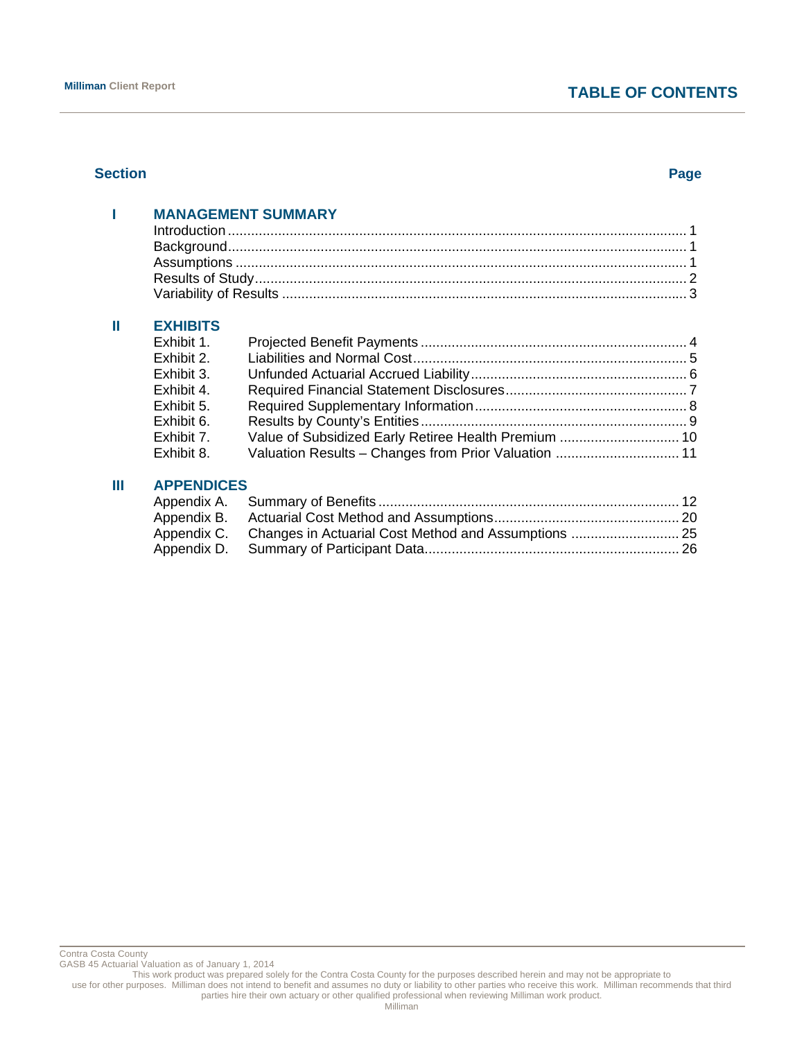# TABLE OF CONTENTS

| Section | | | Page |
|---|---|---|---|
| **I** | **MANAGEMENT SUMMARY** | | |
| | Introduction | | 1 |
| | Background | | 1 |
| | Assumptions | | 1 |
| | Results of Study | | 2 |
| | Variability of Results | | 3 |
| **II** | **EXHIBITS** | | |
| | Exhibit 1. | Projected Benefit Payments | 4 |
| | Exhibit 2. | Liabilities and Normal Cost | 5 |
| | Exhibit 3. | Unfunded Actuarial Accrued Liability | 6 |
| | Exhibit 4. | Required Financial Statement Disclosures | 7 |
| | Exhibit 5. | Required Supplementary Information | 8 |
| | Exhibit 6. | Results by County's Entities | 9 |
| | Exhibit 7. | Value of Subsidized Early Retiree Health Premium | 10 |
| | Exhibit 8. | Valuation Results – Changes from Prior Valuation | 11 |
| **III** | **APPENDICES** | | |
| | Appendix A. | Summary of Benefits | 12 |
| | Appendix B. | Actuarial Cost Method and Assumptions | 20 |
| | Appendix C. | Changes in Actuarial Cost Method and Assumptions | 25 |
| | Appendix D. | Summary of Participant Data | 26 |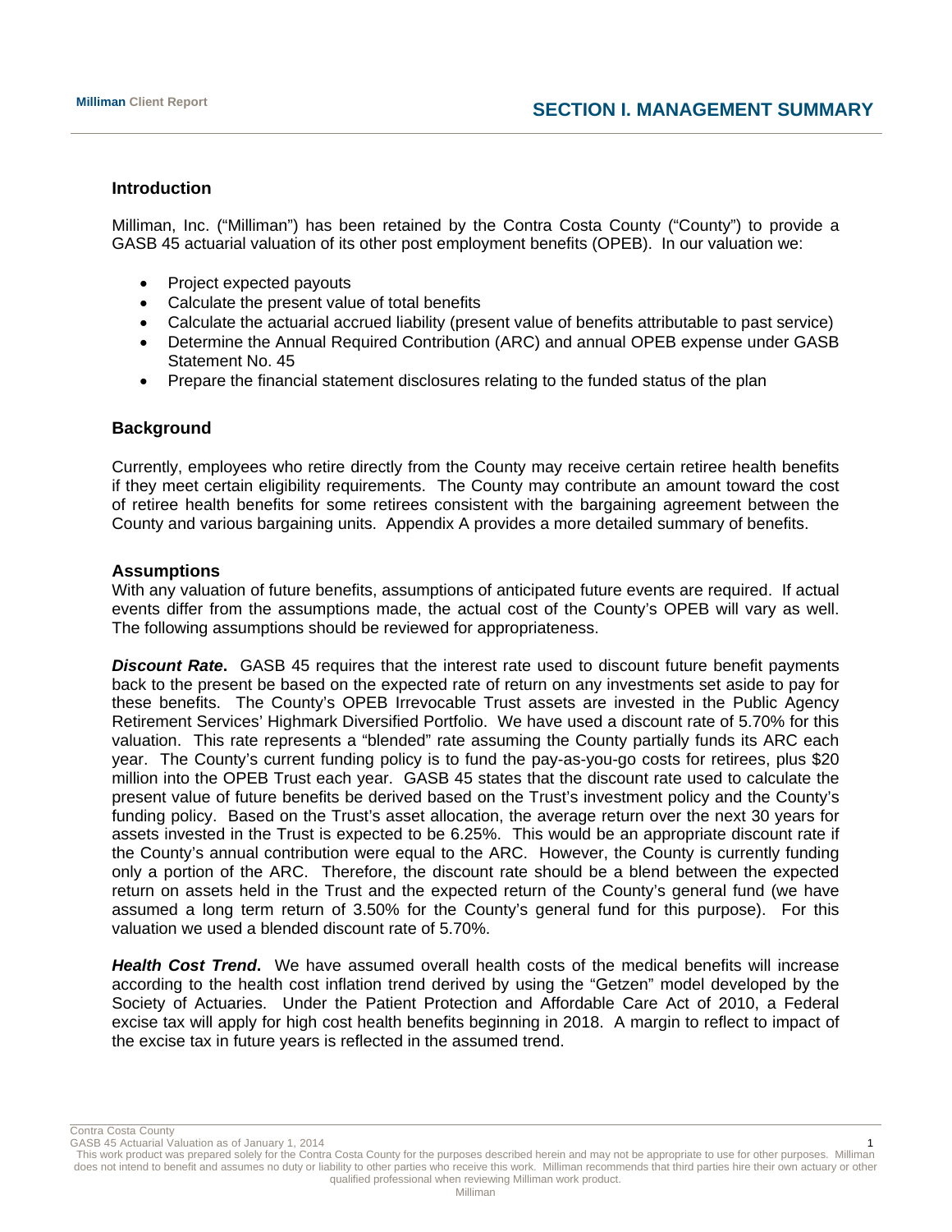# SECTION I. MANAGEMENT SUMMARY

### Introduction

Milliman, Inc. ("Milliman") has been retained by the Contra Costa County ("County") to provide a GASB 45 actuarial valuation of its other post employment benefits (OPEB). In our valuation we:

- Project expected payouts
- Calculate the present value of total benefits
- Calculate the actuarial accrued liability (present value of benefits attributable to past service)
- Determine the Annual Required Contribution (ARC) and annual OPEB expense under GASB Statement No. 45
- Prepare the financial statement disclosures relating to the funded status of the plan

### Background

Currently, employees who retire directly from the County may receive certain retiree health benefits if they meet certain eligibility requirements. The County may contribute an amount toward the cost of retiree health benefits for some retirees consistent with the bargaining agreement between the County and various bargaining units. Appendix A provides a more detailed summary of benefits.

### Assumptions

With any valuation of future benefits, assumptions of anticipated future events are required. If actual events differ from the assumptions made, the actual cost of the County's OPEB will vary as well. The following assumptions should be reviewed for appropriateness.

***Discount Rate*.** GASB 45 requires that the interest rate used to discount future benefit payments back to the present be based on the expected rate of return on any investments set aside to pay for these benefits. The County's OPEB Irrevocable Trust assets are invested in the Public Agency Retirement Services' Highmark Diversified Portfolio. We have used a discount rate of 5.70% for this valuation. This rate represents a "blended" rate assuming the County partially funds its ARC each year. The County's current funding policy is to fund the pay-as-you-go costs for retirees, plus $20 million into the OPEB Trust each year. GASB 45 states that the discount rate used to calculate the present value of future benefits be derived based on the Trust's investment policy and the County's funding policy. Based on the Trust's asset allocation, the average return over the next 30 years for assets invested in the Trust is expected to be 6.25%. This would be an appropriate discount rate if the County's annual contribution were equal to the ARC. However, the County is currently funding only a portion of the ARC. Therefore, the discount rate should be a blend between the expected return on assets held in the Trust and the expected return of the County's general fund (we have assumed a long term return of 3.50% for the County's general fund for this purpose). For this valuation we used a blended discount rate of 5.70%.

***Health Cost Trend*.** We have assumed overall health costs of the medical benefits will increase according to the health cost inflation trend derived by using the "Getzen" model developed by the Society of Actuaries. Under the Patient Protection and Affordable Care Act of 2010, a Federal excise tax will apply for high cost health benefits beginning in 2018. A margin to reflect to impact of the excise tax in future years is reflected in the assumed trend.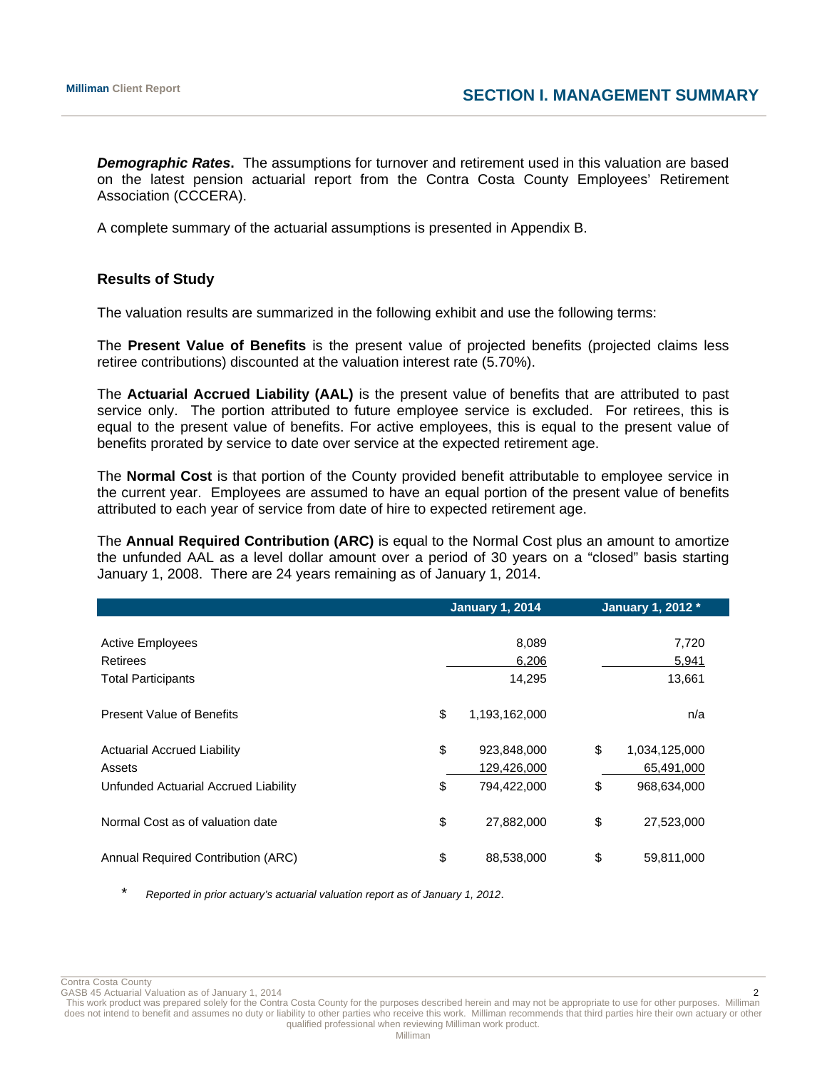***Demographic Rates*.** The assumptions for turnover and retirement used in this valuation are based on the latest pension actuarial report from the Contra Costa County Employees' Retirement Association (CCCERA).

A complete summary of the actuarial assumptions is presented in Appendix B.

### Results of Study

The valuation results are summarized in the following exhibit and use the following terms:

The **Present Value of Benefits** is the present value of projected benefits (projected claims less retiree contributions) discounted at the valuation interest rate (5.70%).

The **Actuarial Accrued Liability (AAL)** is the present value of benefits that are attributed to past service only. The portion attributed to future employee service is excluded. For retirees, this is equal to the present value of benefits. For active employees, this is equal to the present value of benefits prorated by service to date over service at the expected retirement age.

The **Normal Cost** is that portion of the County provided benefit attributable to employee service in the current year. Employees are assumed to have an equal portion of the present value of benefits attributed to each year of service from date of hire to expected retirement age.

The **Annual Required Contribution (ARC)** is equal to the Normal Cost plus an amount to amortize the unfunded AAL as a level dollar amount over a period of 30 years on a "closed" basis starting January 1, 2008. There are 24 years remaining as of January 1, 2014.

| | January 1, 2014 | January 1, 2012 * |
|---|---|---|
| Active Employees | 8,089 | 7,720 |
| Retirees | 6,206 | 5,941 |
| Total Participants | 14,295 | 13,661 |
| Present Value of Benefits | $ 1,193,162,000 | n/a |
| Actuarial Accrued Liability | $ 923,848,000 | $ 1,034,125,000 |
| Assets | 129,426,000 | 65,491,000 |
| Unfunded Actuarial Accrued Liability | $ 794,422,000 | $ 968,634,000 |
| Normal Cost as of valuation date | $ 27,882,000 | $ 27,523,000 |
| Annual Required Contribution (ARC) | $ 88,538,000 | $ 59,811,000 |

\* *Reported in prior actuary's actuarial valuation report as of January 1, 2012.*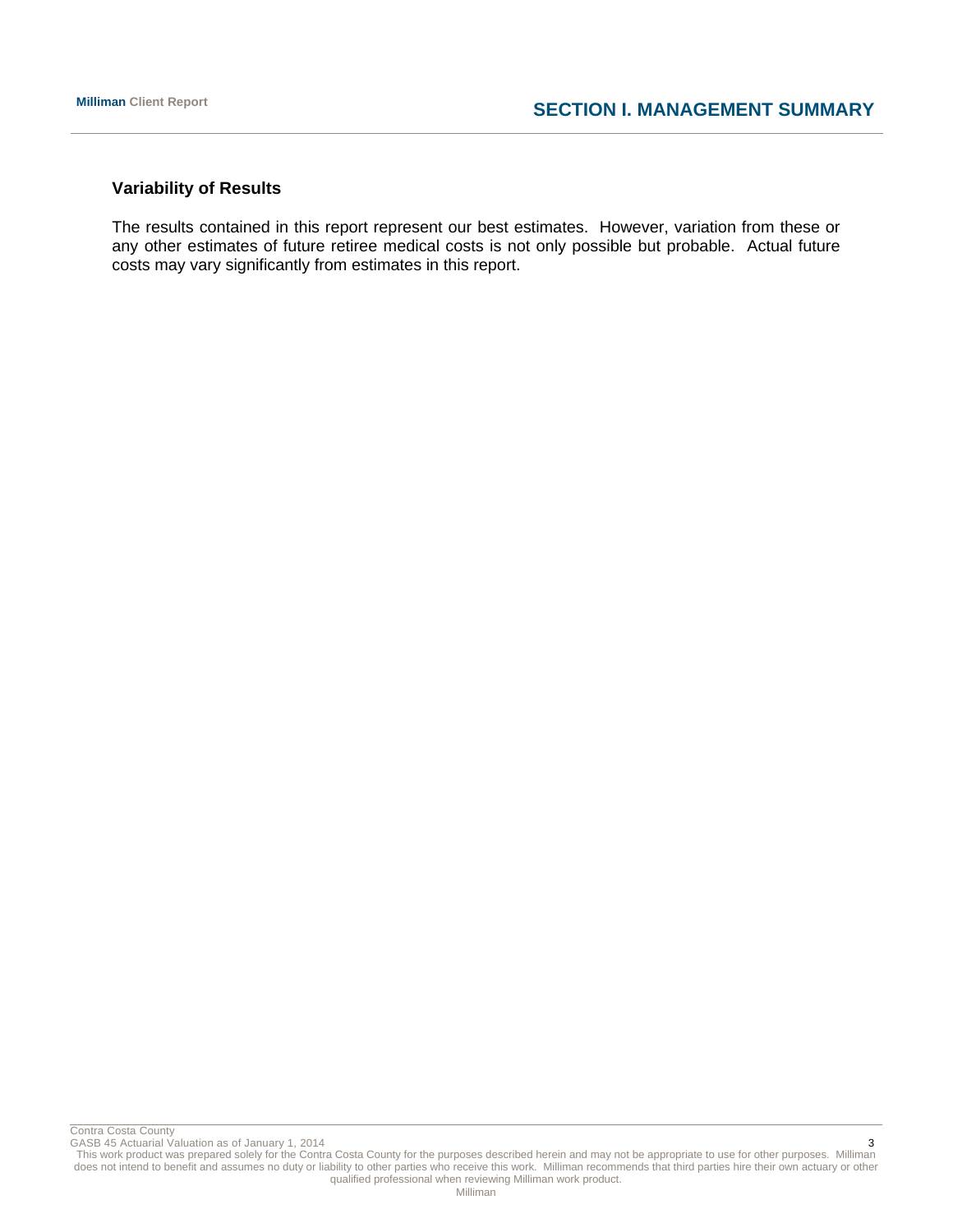### Variability of Results

The results contained in this report represent our best estimates. However, variation from these or any other estimates of future retiree medical costs is not only possible but probable. Actual future costs may vary significantly from estimates in this report.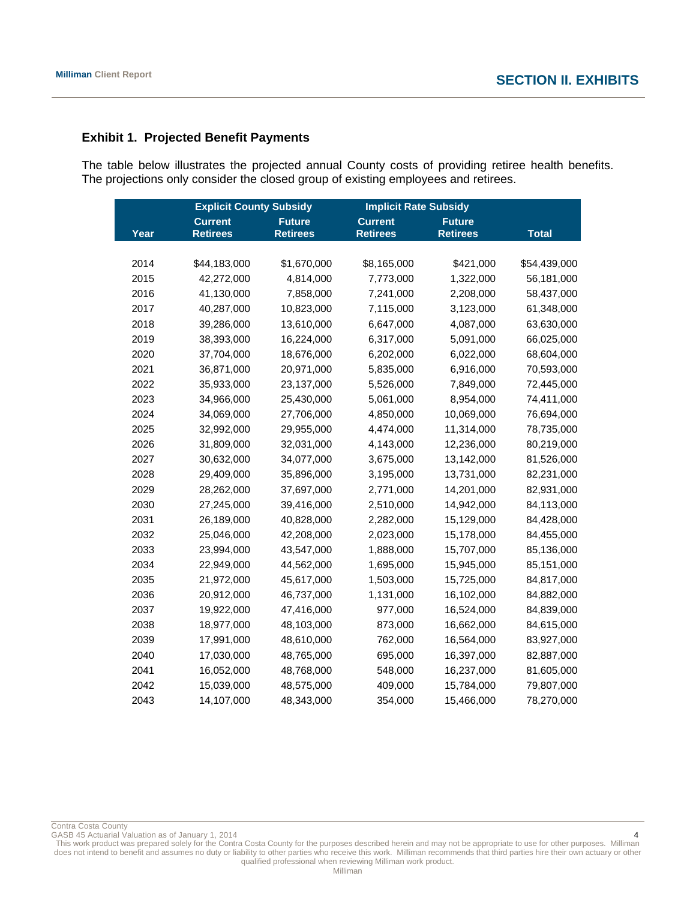## Exhibit 1. Projected Benefit Payments

The table below illustrates the projected annual County costs of providing retiree health benefits. The projections only consider the closed group of existing employees and retirees.

| | Explicit County Subsidy | | Implicit Rate Subsidy | | |
|---|---|---|---|---|---|
| Year | Current Retirees | Future Retirees | Current Retirees | Future Retirees | Total |
| 2014 | $44,183,000 | $1,670,000 | $8,165,000 | $421,000 | $54,439,000 |
| 2015 | 42,272,000 | 4,814,000 | 7,773,000 | 1,322,000 | 56,181,000 |
| 2016 | 41,130,000 | 7,858,000 | 7,241,000 | 2,208,000 | 58,437,000 |
| 2017 | 40,287,000 | 10,823,000 | 7,115,000 | 3,123,000 | 61,348,000 |
| 2018 | 39,286,000 | 13,610,000 | 6,647,000 | 4,087,000 | 63,630,000 |
| 2019 | 38,393,000 | 16,224,000 | 6,317,000 | 5,091,000 | 66,025,000 |
| 2020 | 37,704,000 | 18,676,000 | 6,202,000 | 6,022,000 | 68,604,000 |
| 2021 | 36,871,000 | 20,971,000 | 5,835,000 | 6,916,000 | 70,593,000 |
| 2022 | 35,933,000 | 23,137,000 | 5,526,000 | 7,849,000 | 72,445,000 |
| 2023 | 34,966,000 | 25,430,000 | 5,061,000 | 8,954,000 | 74,411,000 |
| 2024 | 34,069,000 | 27,706,000 | 4,850,000 | 10,069,000 | 76,694,000 |
| 2025 | 32,992,000 | 29,955,000 | 4,474,000 | 11,314,000 | 78,735,000 |
| 2026 | 31,809,000 | 32,031,000 | 4,143,000 | 12,236,000 | 80,219,000 |
| 2027 | 30,632,000 | 34,077,000 | 3,675,000 | 13,142,000 | 81,526,000 |
| 2028 | 29,409,000 | 35,896,000 | 3,195,000 | 13,731,000 | 82,231,000 |
| 2029 | 28,262,000 | 37,697,000 | 2,771,000 | 14,201,000 | 82,931,000 |
| 2030 | 27,245,000 | 39,416,000 | 2,510,000 | 14,942,000 | 84,113,000 |
| 2031 | 26,189,000 | 40,828,000 | 2,282,000 | 15,129,000 | 84,428,000 |
| 2032 | 25,046,000 | 42,208,000 | 2,023,000 | 15,178,000 | 84,455,000 |
| 2033 | 23,994,000 | 43,547,000 | 1,888,000 | 15,707,000 | 85,136,000 |
| 2034 | 22,949,000 | 44,562,000 | 1,695,000 | 15,945,000 | 85,151,000 |
| 2035 | 21,972,000 | 45,617,000 | 1,503,000 | 15,725,000 | 84,817,000 |
| 2036 | 20,912,000 | 46,737,000 | 1,131,000 | 16,102,000 | 84,882,000 |
| 2037 | 19,922,000 | 47,416,000 | 977,000 | 16,524,000 | 84,839,000 |
| 2038 | 18,977,000 | 48,103,000 | 873,000 | 16,662,000 | 84,615,000 |
| 2039 | 17,991,000 | 48,610,000 | 762,000 | 16,564,000 | 83,927,000 |
| 2040 | 17,030,000 | 48,765,000 | 695,000 | 16,397,000 | 82,887,000 |
| 2041 | 16,052,000 | 48,768,000 | 548,000 | 16,237,000 | 81,605,000 |
| 2042 | 15,039,000 | 48,575,000 | 409,000 | 15,784,000 | 79,807,000 |
| 2043 | 14,107,000 | 48,343,000 | 354,000 | 15,466,000 | 78,270,000 |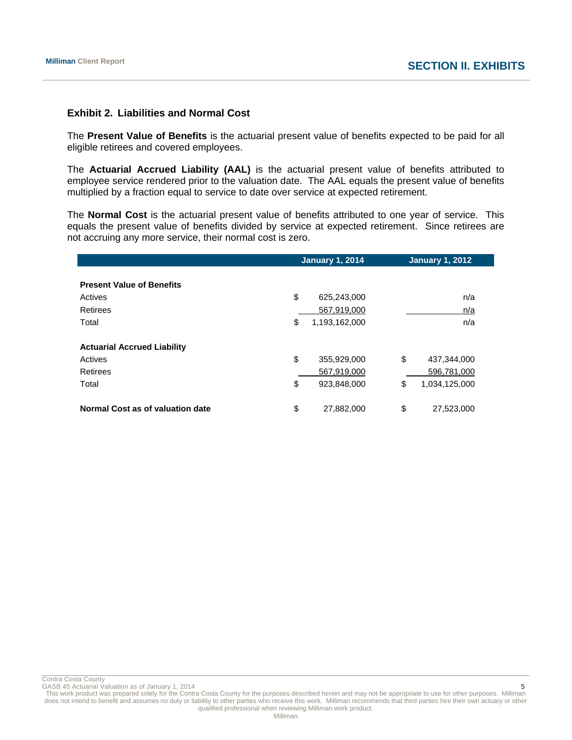## Exhibit 2. Liabilities and Normal Cost

The **Present Value of Benefits** is the actuarial present value of benefits expected to be paid for all eligible retirees and covered employees.

The **Actuarial Accrued Liability (AAL)** is the actuarial present value of benefits attributed to employee service rendered prior to the valuation date. The AAL equals the present value of benefits multiplied by a fraction equal to service to date over service at expected retirement.

The **Normal Cost** is the actuarial present value of benefits attributed to one year of service. This equals the present value of benefits divided by service at expected retirement. Since retirees are not accruing any more service, their normal cost is zero.

| | January 1, 2014 | January 1, 2012 |
|---|---|---|
| **Present Value of Benefits** | | |
| Actives | $ 625,243,000 | n/a |
| Retirees | 567,919,000 | n/a |
| Total | $ 1,193,162,000 | n/a |
| **Actuarial Accrued Liability** | | |
| Actives | $ 355,929,000 | $ 437,344,000 |
| Retirees | 567,919,000 | 596,781,000 |
| Total | $ 923,848,000 | $ 1,034,125,000 |
| **Normal Cost as of valuation date** | $ 27,882,000 | $ 27,523,000 |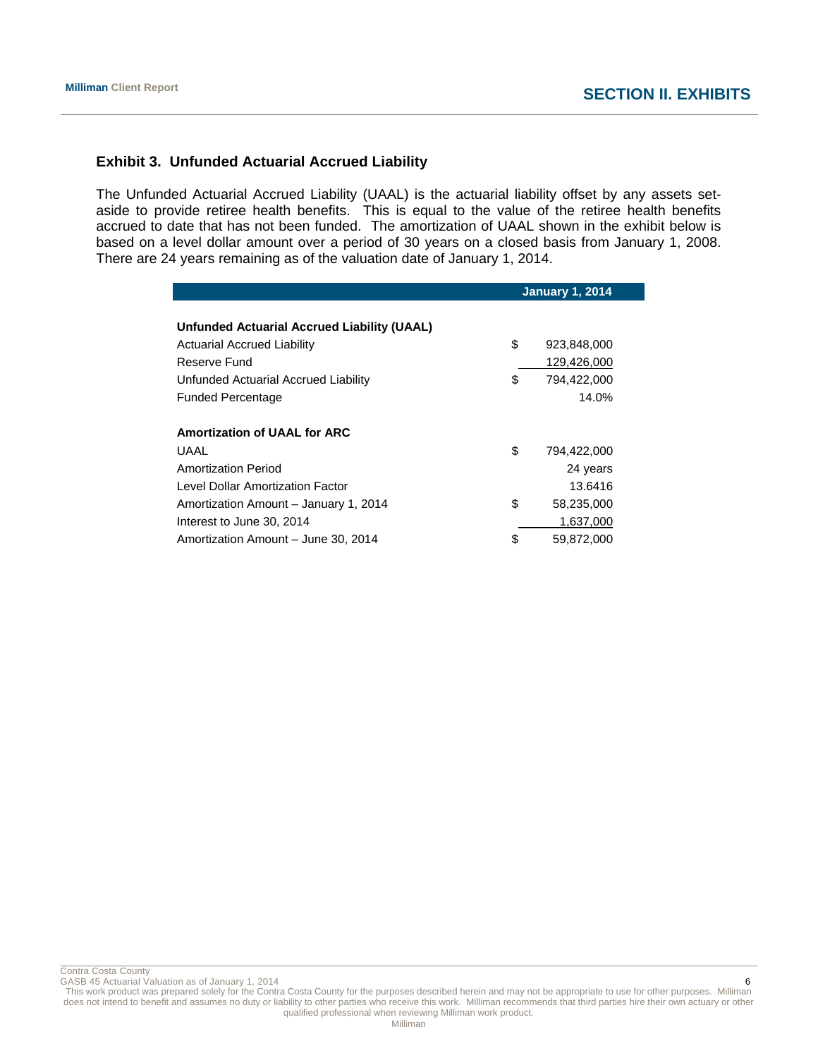## Exhibit 3. Unfunded Actuarial Accrued Liability

The Unfunded Actuarial Accrued Liability (UAAL) is the actuarial liability offset by any assets set-aside to provide retiree health benefits. This is equal to the value of the retiree health benefits accrued to date that has not been funded. The amortization of UAAL shown in the exhibit below is based on a level dollar amount over a period of 30 years on a closed basis from January 1, 2008. There are 24 years remaining as of the valuation date of January 1, 2014.

| | January 1, 2014 |
|---|---|
| **Unfunded Actuarial Accrued Liability (UAAL)** | |
| Actuarial Accrued Liability | $ 923,848,000 |
| Reserve Fund | 129,426,000 |
| Unfunded Actuarial Accrued Liability | $ 794,422,000 |
| Funded Percentage | 14.0% |
| **Amortization of UAAL for ARC** | |
| UAAL | $ 794,422,000 |
| Amortization Period | 24 years |
| Level Dollar Amortization Factor | 13.6416 |
| Amortization Amount – January 1, 2014 | $ 58,235,000 |
| Interest to June 30, 2014 | 1,637,000 |
| Amortization Amount – June 30, 2014 | $ 59,872,000 |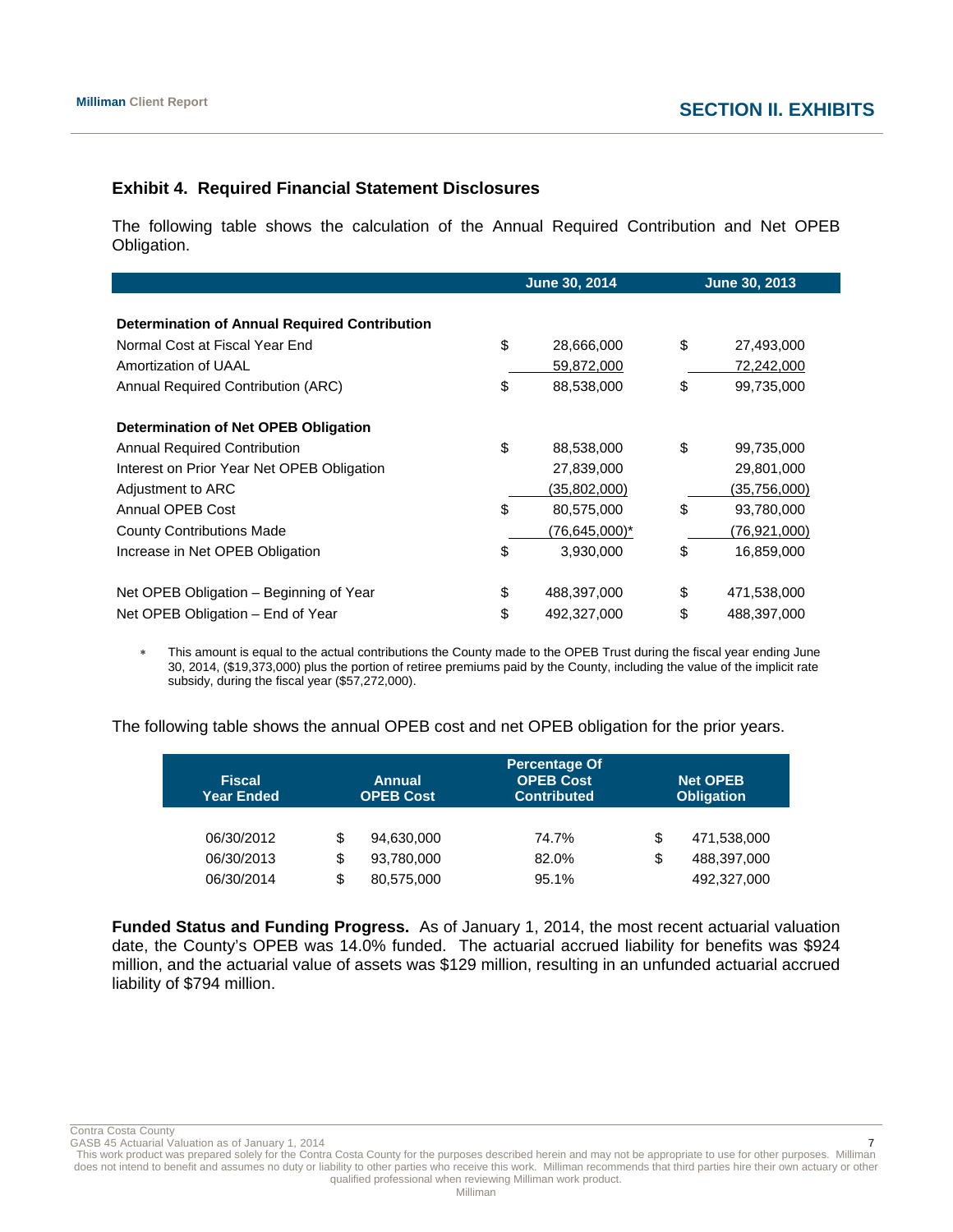## Exhibit 4. Required Financial Statement Disclosures

The following table shows the calculation of the Annual Required Contribution and Net OPEB Obligation.

| | June 30, 2014 | June 30, 2013 |
|---|---|---|
| **Determination of Annual Required Contribution** | | |
| Normal Cost at Fiscal Year End | $ 28,666,000 | $ 27,493,000 |
| Amortization of UAAL | 59,872,000 | 72,242,000 |
| Annual Required Contribution (ARC) | $ 88,538,000 | $ 99,735,000 |
| **Determination of Net OPEB Obligation** | | |
| Annual Required Contribution | $ 88,538,000 | $ 99,735,000 |
| Interest on Prior Year Net OPEB Obligation | 27,839,000 | 29,801,000 |
| Adjustment to ARC | (35,802,000) | (35,756,000) |
| Annual OPEB Cost | $ 80,575,000 | $ 93,780,000 |
| County Contributions Made | (76,645,000)* | (76,921,000) |
| Increase in Net OPEB Obligation | $ 3,930,000 | $ 16,859,000 |
| Net OPEB Obligation – Beginning of Year | $ 488,397,000 | $ 471,538,000 |
| Net OPEB Obligation – End of Year | $ 492,327,000 | $ 488,397,000 |

\* This amount is equal to the actual contributions the County made to the OPEB Trust during the fiscal year ending June 30, 2014, ($19,373,000) plus the portion of retiree premiums paid by the County, including the value of the implicit rate subsidy, during the fiscal year ($57,272,000).

The following table shows the annual OPEB cost and net OPEB obligation for the prior years.

| Fiscal Year Ended | Annual OPEB Cost | Percentage Of OPEB Cost Contributed | Net OPEB Obligation |
|---|---|---|---|
| 06/30/2012 | $ 94,630,000 | 74.7% | $ 471,538,000 |
| 06/30/2013 | $ 93,780,000 | 82.0% | $ 488,397,000 |
| 06/30/2014 | $ 80,575,000 | 95.1% | 492,327,000 |

**Funded Status and Funding Progress.** As of January 1, 2014, the most recent actuarial valuation date, the County's OPEB was 14.0% funded. The actuarial accrued liability for benefits was $924 million, and the actuarial value of assets was $129 million, resulting in an unfunded actuarial accrued liability of $794 million.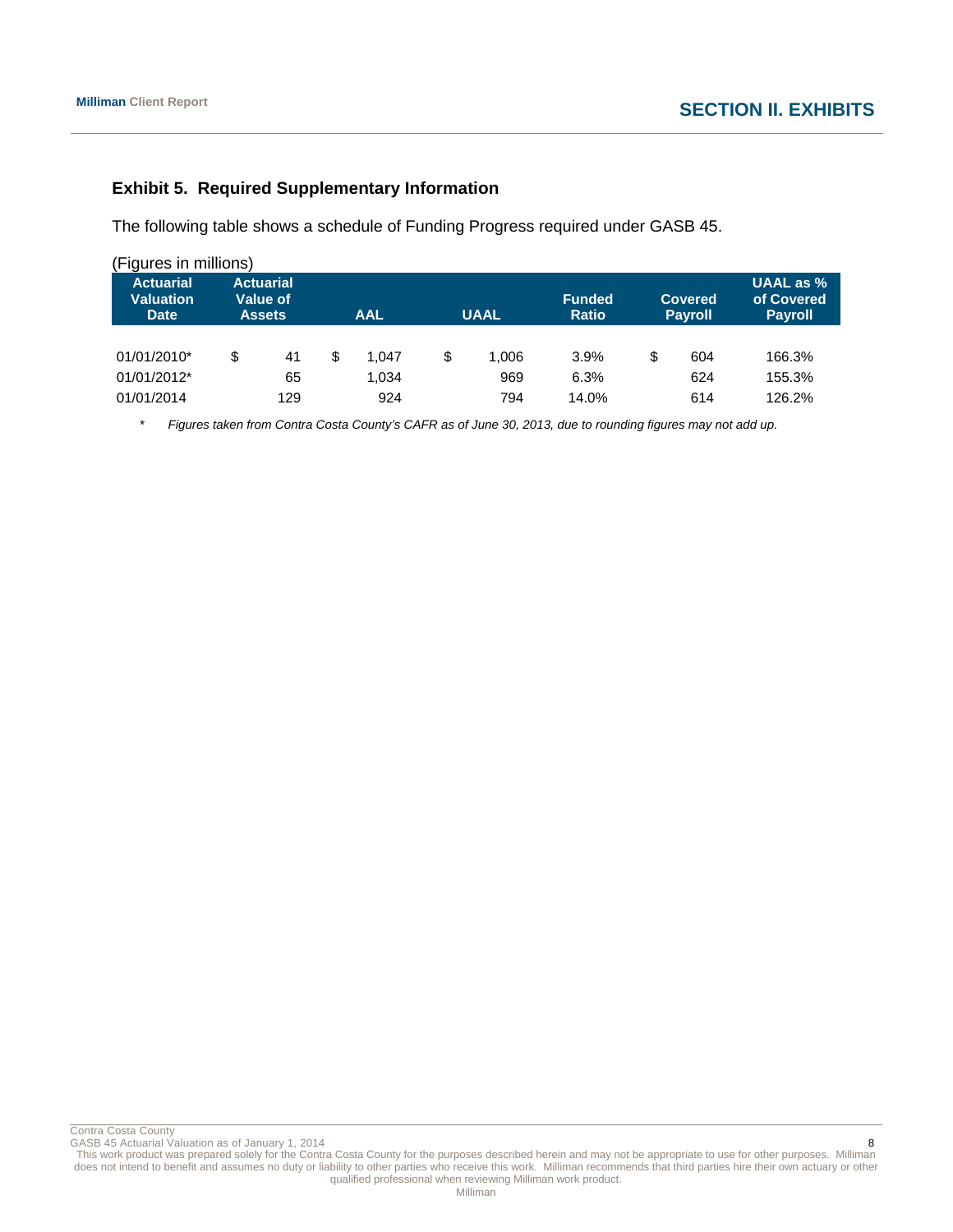### Exhibit 5. Required Supplementary Information

The following table shows a schedule of Funding Progress required under GASB 45.

(Figures in millions)

| Actuarial Valuation Date | Actuarial Value of Assets | AAL | UAAL | Funded Ratio | Covered Payroll | UAAL as % of Covered Payroll |
|---|---|---|---|---|---|---|
| 01/01/2010* | $ 41 | $ 1,047 | $ 1,006 | 3.9% | $ 604 | 166.3% |
| 01/01/2012* | 65 | 1,034 | 969 | 6.3% | 624 | 155.3% |
| 01/01/2014 | 129 | 924 | 794 | 14.0% | 614 | 126.2% |

\* *Figures taken from Contra Costa County's CAFR as of June 30, 2013, due to rounding figures may not add up.*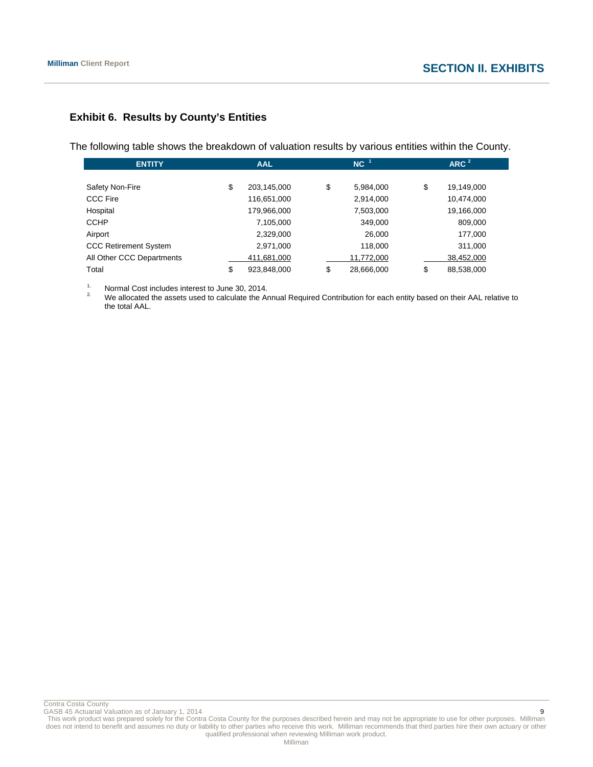## Exhibit 6. Results by County's Entities

The following table shows the breakdown of valuation results by various entities within the County.

| ENTITY | AAL | NC [1] | ARC [2] |
|---|---|---|---|
| Safety Non-Fire | $ 203,145,000 | $ 5,984,000 | $ 19,149,000 |
| CCC Fire | 116,651,000 | 2,914,000 | 10,474,000 |
| Hospital | 179,966,000 | 7,503,000 | 19,166,000 |
| CCHP | 7,105,000 | 349,000 | 809,000 |
| Airport | 2,329,000 | 26,000 | 177,000 |
| CCC Retirement System | 2,971,000 | 118,000 | 311,000 |
| All Other CCC Departments | 411,681,000 | 11,772,000 | 38,452,000 |
| Total | $ 923,848,000 | $ 28,666,000 | $ 88,538,000 |

1. Normal Cost includes interest to June 30, 2014.
2. We allocated the assets used to calculate the Annual Required Contribution for each entity based on their AAL relative to the total AAL.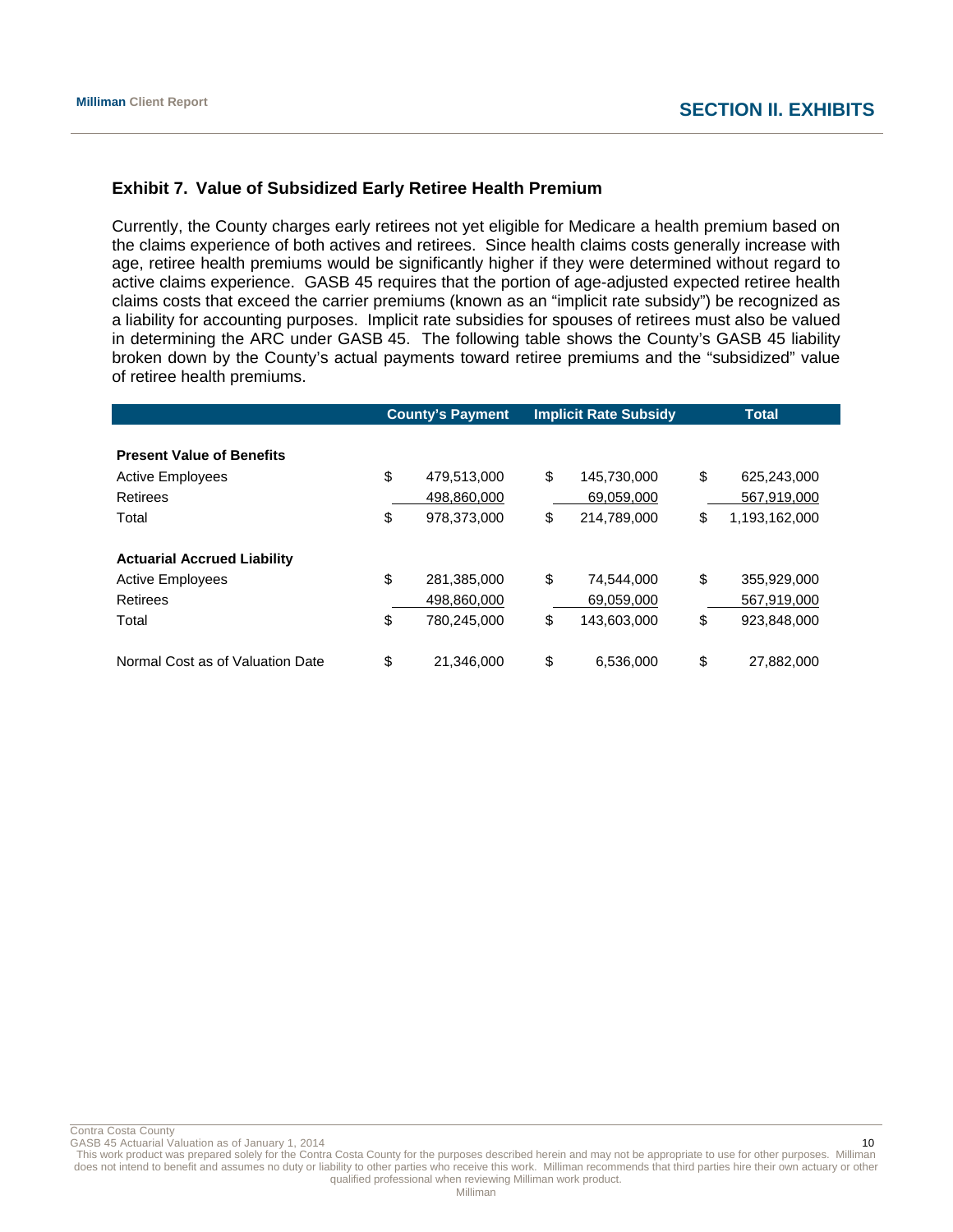## Exhibit 7. Value of Subsidized Early Retiree Health Premium

Currently, the County charges early retirees not yet eligible for Medicare a health premium based on the claims experience of both actives and retirees. Since health claims costs generally increase with age, retiree health premiums would be significantly higher if they were determined without regard to active claims experience. GASB 45 requires that the portion of age-adjusted expected retiree health claims costs that exceed the carrier premiums (known as an "implicit rate subsidy") be recognized as a liability for accounting purposes. Implicit rate subsidies for spouses of retirees must also be valued in determining the ARC under GASB 45. The following table shows the County's GASB 45 liability broken down by the County's actual payments toward retiree premiums and the "subsidized" value of retiree health premiums.

| | County's Payment | Implicit Rate Subsidy | Total |
|---|---|---|---|
| **Present Value of Benefits** | | | |
| Active Employees | $ 479,513,000 | $ 145,730,000 | $ 625,243,000 |
| Retirees | 498,860,000 | 69,059,000 | 567,919,000 |
| Total | $ 978,373,000 | $ 214,789,000 | $ 1,193,162,000 |
| **Actuarial Accrued Liability** | | | |
| Active Employees | $ 281,385,000 | $ 74,544,000 | $ 355,929,000 |
| Retirees | 498,860,000 | 69,059,000 | 567,919,000 |
| Total | $ 780,245,000 | $ 143,603,000 | $ 923,848,000 |
| Normal Cost as of Valuation Date | $ 21,346,000 | $ 6,536,000 | $ 27,882,000 |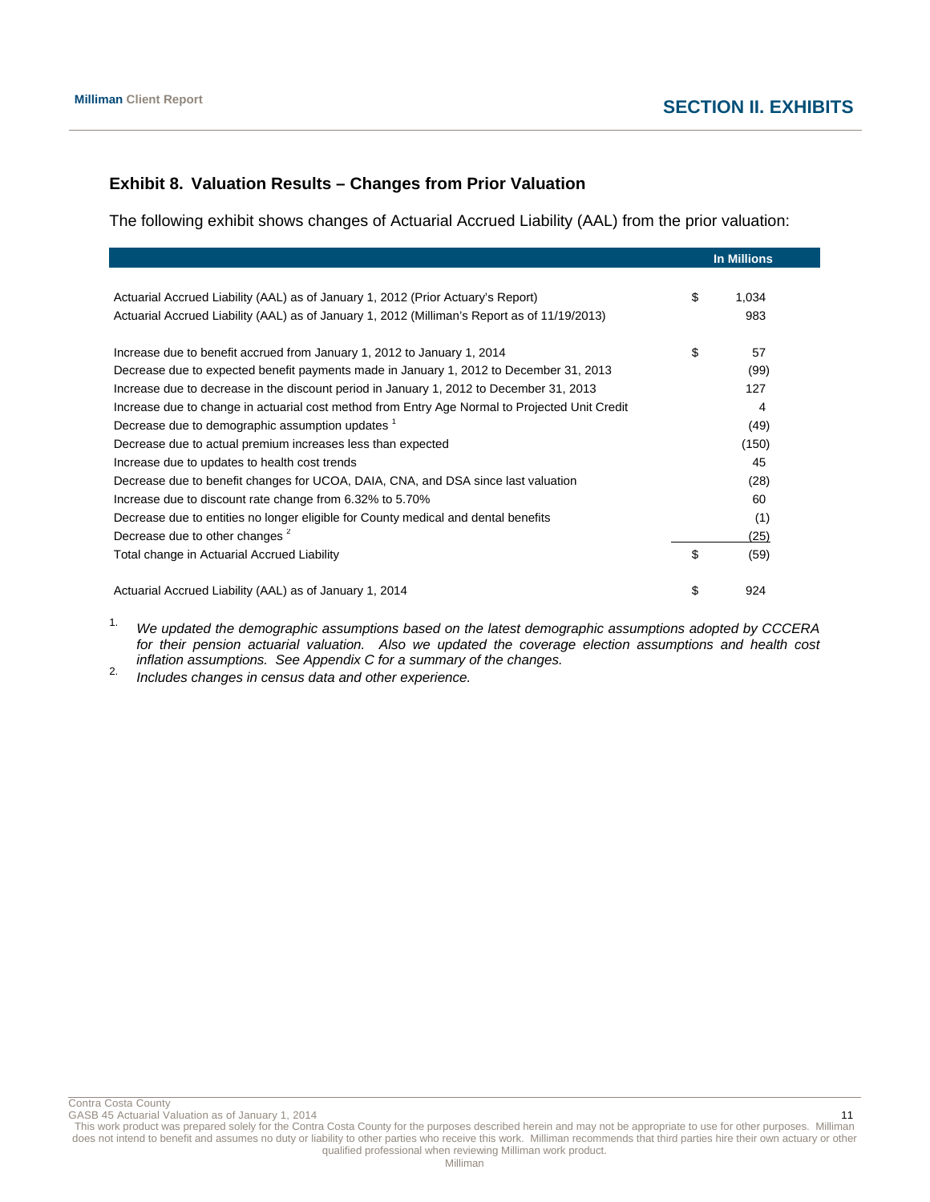## Exhibit 8. Valuation Results – Changes from Prior Valuation

The following exhibit shows changes of Actuarial Accrued Liability (AAL) from the prior valuation:

| | | In Millions |
|---|---|---|
| Actuarial Accrued Liability (AAL) as of January 1, 2012 (Prior Actuary's Report) | $ | 1,034 |
| Actuarial Accrued Liability (AAL) as of January 1, 2012 (Milliman's Report as of 11/19/2013) | | 983 |
| | | |
| Increase due to benefit accrued from January 1, 2012 to January 1, 2014 | $ | 57 |
| Decrease due to expected benefit payments made in January 1, 2012 to December 31, 2013 | | (99) |
| Increase due to decrease in the discount period in January 1, 2012 to December 31, 2013 | | 127 |
| Increase due to change in actuarial cost method from Entry Age Normal to Projected Unit Credit | | 4 |
| Decrease due to demographic assumption updates [1] | | (49) |
| Decrease due to actual premium increases less than expected | | (150) |
| Increase due to updates to health cost trends | | 45 |
| Decrease due to benefit changes for UCOA, DAIA, CNA, and DSA since last valuation | | (28) |
| Increase due to discount rate change from 6.32% to 5.70% | | 60 |
| Decrease due to entities no longer eligible for County medical and dental benefits | | (1) |
| Decrease due to other changes [2] | | (25) |
| Total change in Actuarial Accrued Liability | $ | (59) |
| | | |
| Actuarial Accrued Liability (AAL) as of January 1, 2014 | $ | 924 |

1. *We updated the demographic assumptions based on the latest demographic assumptions adopted by CCCERA for their pension actuarial valuation. Also we updated the coverage election assumptions and health cost inflation assumptions. See Appendix C for a summary of the changes.*
2. *Includes changes in census data and other experience.*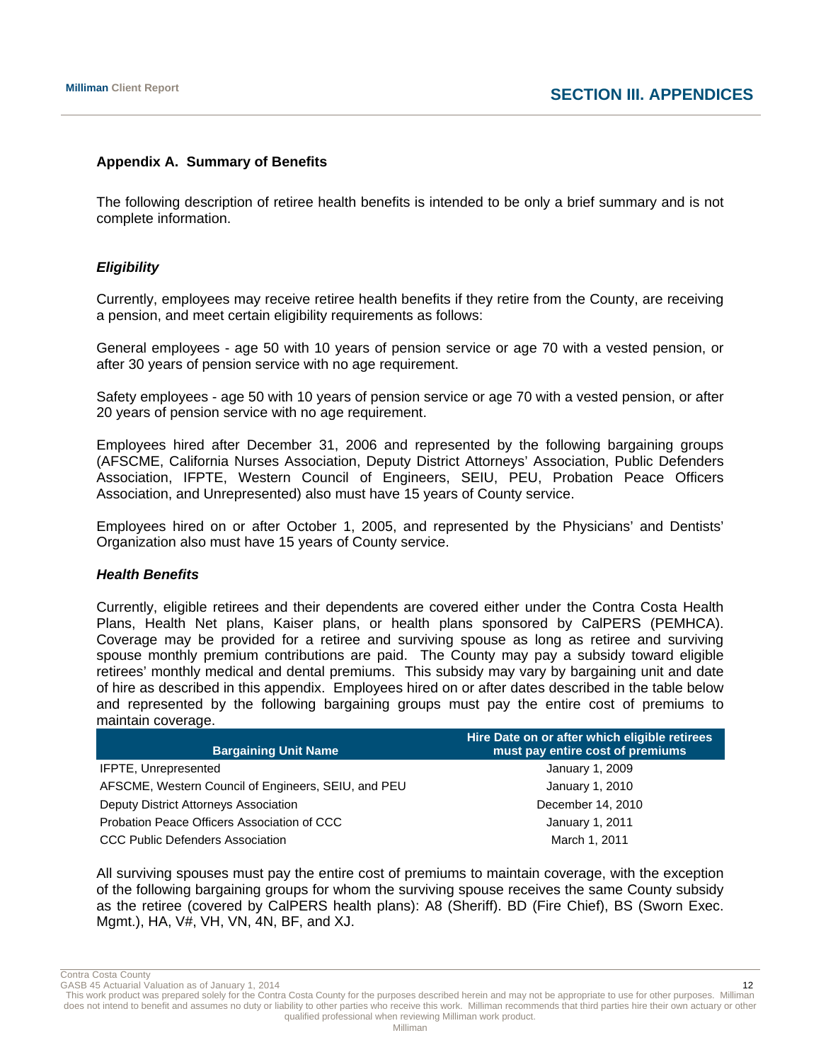## Appendix A. Summary of Benefits

The following description of retiree health benefits is intended to be only a brief summary and is not complete information.

### *Eligibility*

Currently, employees may receive retiree health benefits if they retire from the County, are receiving a pension, and meet certain eligibility requirements as follows:

General employees - age 50 with 10 years of pension service or age 70 with a vested pension, or after 30 years of pension service with no age requirement.

Safety employees - age 50 with 10 years of pension service or age 70 with a vested pension, or after 20 years of pension service with no age requirement.

Employees hired after December 31, 2006 and represented by the following bargaining groups (AFSCME, California Nurses Association, Deputy District Attorneys' Association, Public Defenders Association, IFPTE, Western Council of Engineers, SEIU, PEU, Probation Peace Officers Association, and Unrepresented) also must have 15 years of County service.

Employees hired on or after October 1, 2005, and represented by the Physicians' and Dentists' Organization also must have 15 years of County service.

### *Health Benefits*

Currently, eligible retirees and their dependents are covered either under the Contra Costa Health Plans, Health Net plans, Kaiser plans, or health plans sponsored by CalPERS (PEMHCA). Coverage may be provided for a retiree and surviving spouse as long as retiree and surviving spouse monthly premium contributions are paid. The County may pay a subsidy toward eligible retirees' monthly medical and dental premiums. This subsidy may vary by bargaining unit and date of hire as described in this appendix. Employees hired on or after dates described in the table below and represented by the following bargaining groups must pay the entire cost of premiums to maintain coverage.

| Bargaining Unit Name | Hire Date on or after which eligible retirees must pay entire cost of premiums |
|---|---|
| IFPTE, Unrepresented | January 1, 2009 |
| AFSCME, Western Council of Engineers, SEIU, and PEU | January 1, 2010 |
| Deputy District Attorneys Association | December 14, 2010 |
| Probation Peace Officers Association of CCC | January 1, 2011 |
| CCC Public Defenders Association | March 1, 2011 |

All surviving spouses must pay the entire cost of premiums to maintain coverage, with the exception of the following bargaining groups for whom the surviving spouse receives the same County subsidy as the retiree (covered by CalPERS health plans): A8 (Sheriff). BD (Fire Chief), BS (Sworn Exec. Mgmt.), HA, V#, VH, VN, 4N, BF, and XJ.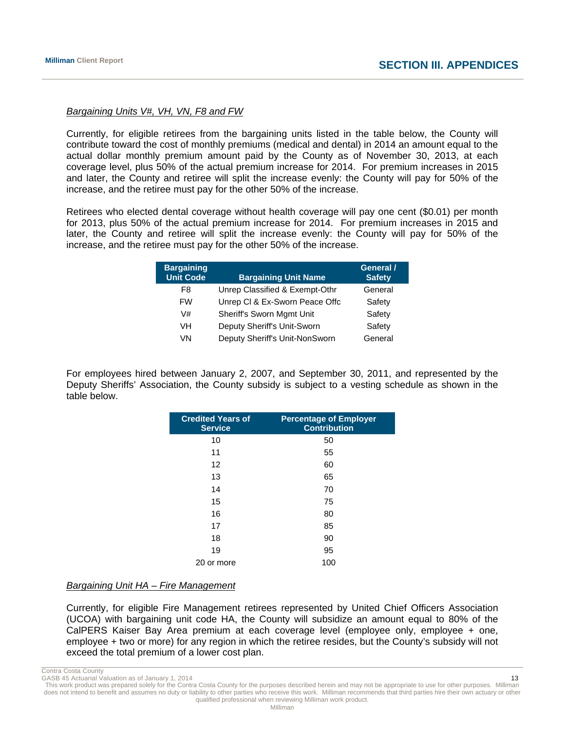*Bargaining Units V#, VH, VN, F8 and FW*

Currently, for eligible retirees from the bargaining units listed in the table below, the County will contribute toward the cost of monthly premiums (medical and dental) in 2014 an amount equal to the actual dollar monthly premium amount paid by the County as of November 30, 2013, at each coverage level, plus 50% of the actual premium increase for 2014. For premium increases in 2015 and later, the County and retiree will split the increase evenly: the County will pay for 50% of the increase, and the retiree must pay for the other 50% of the increase.

Retirees who elected dental coverage without health coverage will pay one cent ($0.01) per month for 2013, plus 50% of the actual premium increase for 2014. For premium increases in 2015 and later, the County and retiree will split the increase evenly: the County will pay for 50% of the increase, and the retiree must pay for the other 50% of the increase.

| Bargaining Unit Code | Bargaining Unit Name | General / Safety |
|---|---|---|
| F8 | Unrep Classified & Exempt-Othr | General |
| FW | Unrep Cl & Ex-Sworn Peace Offc | Safety |
| V# | Sheriff's Sworn Mgmt Unit | Safety |
| VH | Deputy Sheriff's Unit-Sworn | Safety |
| VN | Deputy Sheriff's Unit-NonSworn | General |

For employees hired between January 2, 2007, and September 30, 2011, and represented by the Deputy Sheriffs' Association, the County subsidy is subject to a vesting schedule as shown in the table below.

| Credited Years of Service | Percentage of Employer Contribution |
|---|---|
| 10 | 50 |
| 11 | 55 |
| 12 | 60 |
| 13 | 65 |
| 14 | 70 |
| 15 | 75 |
| 16 | 80 |
| 17 | 85 |
| 18 | 90 |
| 19 | 95 |
| 20 or more | 100 |

*Bargaining Unit HA – Fire Management*

Currently, for eligible Fire Management retirees represented by United Chief Officers Association (UCOA) with bargaining unit code HA, the County will subsidize an amount equal to 80% of the CalPERS Kaiser Bay Area premium at each coverage level (employee only, employee + one, employee + two or more) for any region in which the retiree resides, but the County's subsidy will not exceed the total premium of a lower cost plan.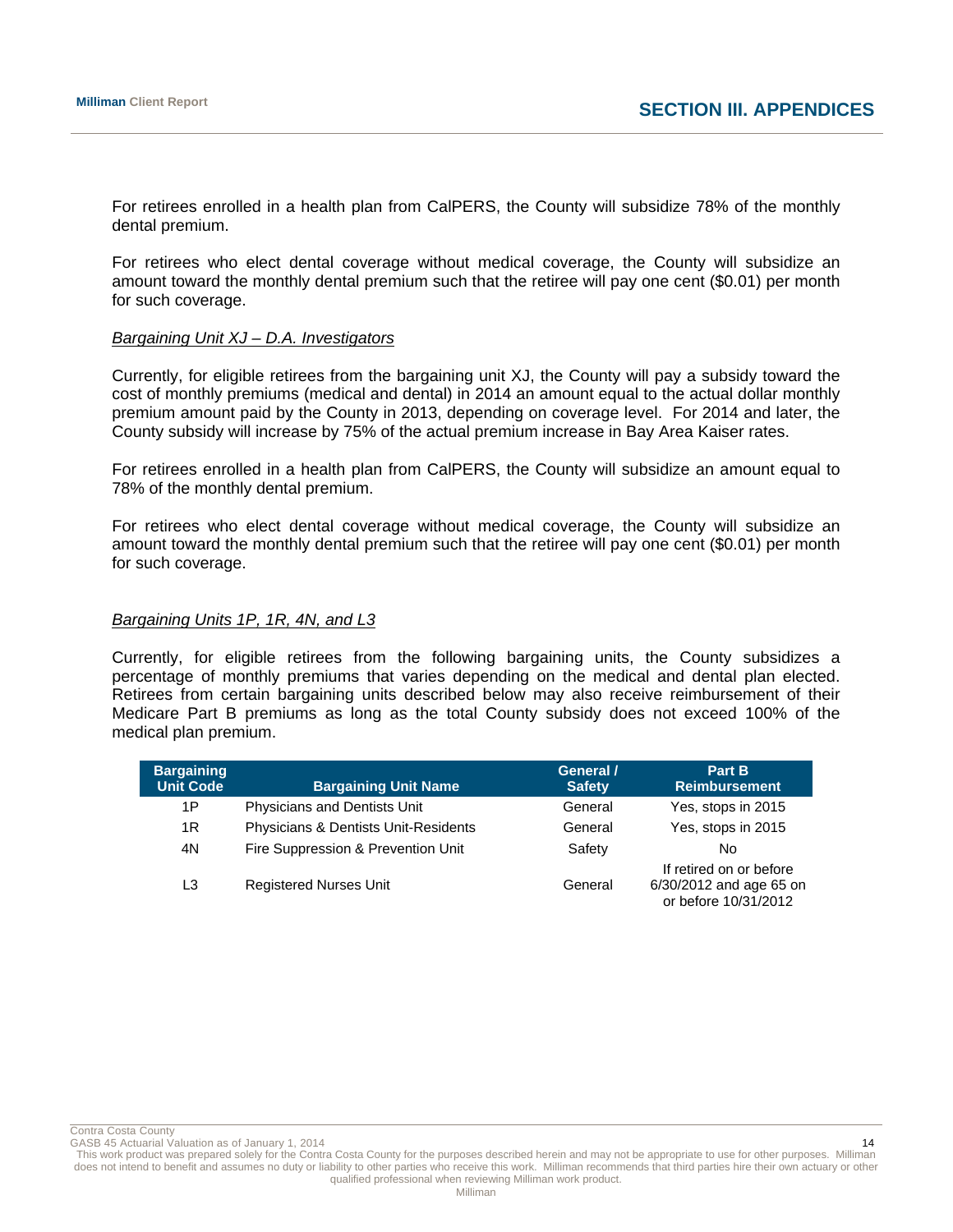For retirees enrolled in a health plan from CalPERS, the County will subsidize 78% of the monthly dental premium.

For retirees who elect dental coverage without medical coverage, the County will subsidize an amount toward the monthly dental premium such that the retiree will pay one cent ($0.01) per month for such coverage.

*Bargaining Unit XJ – D.A. Investigators*

Currently, for eligible retirees from the bargaining unit XJ, the County will pay a subsidy toward the cost of monthly premiums (medical and dental) in 2014 an amount equal to the actual dollar monthly premium amount paid by the County in 2013, depending on coverage level. For 2014 and later, the County subsidy will increase by 75% of the actual premium increase in Bay Area Kaiser rates.

For retirees enrolled in a health plan from CalPERS, the County will subsidize an amount equal to 78% of the monthly dental premium.

For retirees who elect dental coverage without medical coverage, the County will subsidize an amount toward the monthly dental premium such that the retiree will pay one cent ($0.01) per month for such coverage.

*Bargaining Units 1P, 1R, 4N, and L3*

Currently, for eligible retirees from the following bargaining units, the County subsidizes a percentage of monthly premiums that varies depending on the medical and dental plan elected. Retirees from certain bargaining units described below may also receive reimbursement of their Medicare Part B premiums as long as the total County subsidy does not exceed 100% of the medical plan premium.

| Bargaining Unit Code | Bargaining Unit Name | General / Safety | Part B Reimbursement |
|---|---|---|---|
| 1P | Physicians and Dentists Unit | General | Yes, stops in 2015 |
| 1R | Physicians & Dentists Unit-Residents | General | Yes, stops in 2015 |
| 4N | Fire Suppression & Prevention Unit | Safety | No |
| L3 | Registered Nurses Unit | General | If retired on or before 6/30/2012 and age 65 on or before 10/31/2012 |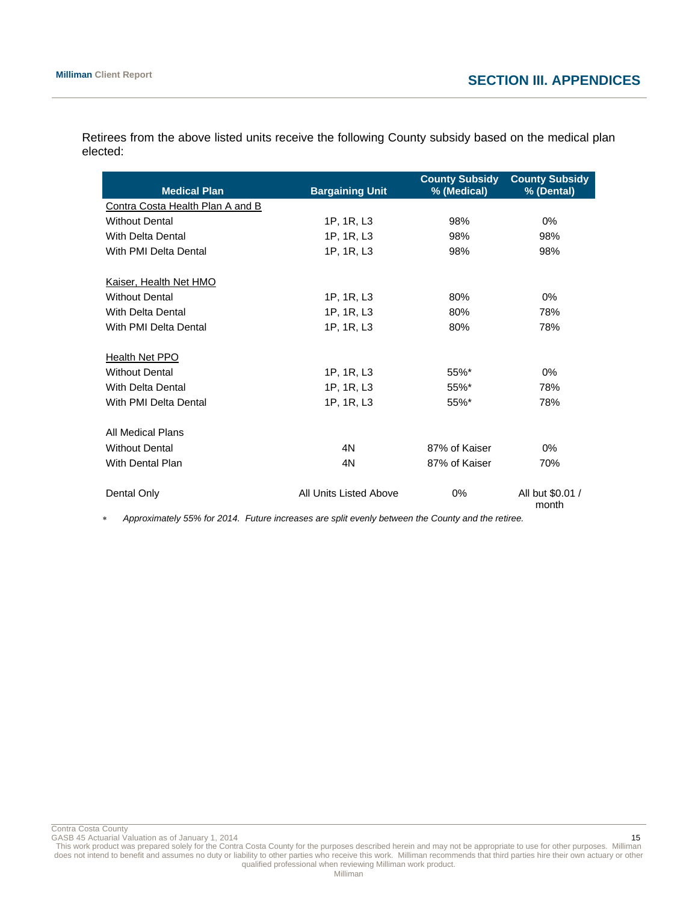Retirees from the above listed units receive the following County subsidy based on the medical plan elected:

| Medical Plan | Bargaining Unit | County Subsidy % (Medical) | County Subsidy % (Dental) |
|---|---|---|---|
| Contra Costa Health Plan A and B | | | |
| Without Dental | 1P, 1R, L3 | 98% | 0% |
| With Delta Dental | 1P, 1R, L3 | 98% | 98% |
| With PMI Delta Dental | 1P, 1R, L3 | 98% | 98% |
| | | | |
| Kaiser, Health Net HMO | | | |
| Without Dental | 1P, 1R, L3 | 80% | 0% |
| With Delta Dental | 1P, 1R, L3 | 80% | 78% |
| With PMI Delta Dental | 1P, 1R, L3 | 80% | 78% |
| | | | |
| Health Net PPO | | | |
| Without Dental | 1P, 1R, L3 | 55%* | 0% |
| With Delta Dental | 1P, 1R, L3 | 55%* | 78% |
| With PMI Delta Dental | 1P, 1R, L3 | 55%* | 78% |
| | | | |
| All Medical Plans | | | |
| Without Dental | 4N | 87% of Kaiser | 0% |
| With Dental Plan | 4N | 87% of Kaiser | 70% |
| | | | |
| Dental Only | All Units Listed Above | 0% | All but $0.01 / month |

\* *Approximately 55% for 2014. Future increases are split evenly between the County and the retiree.*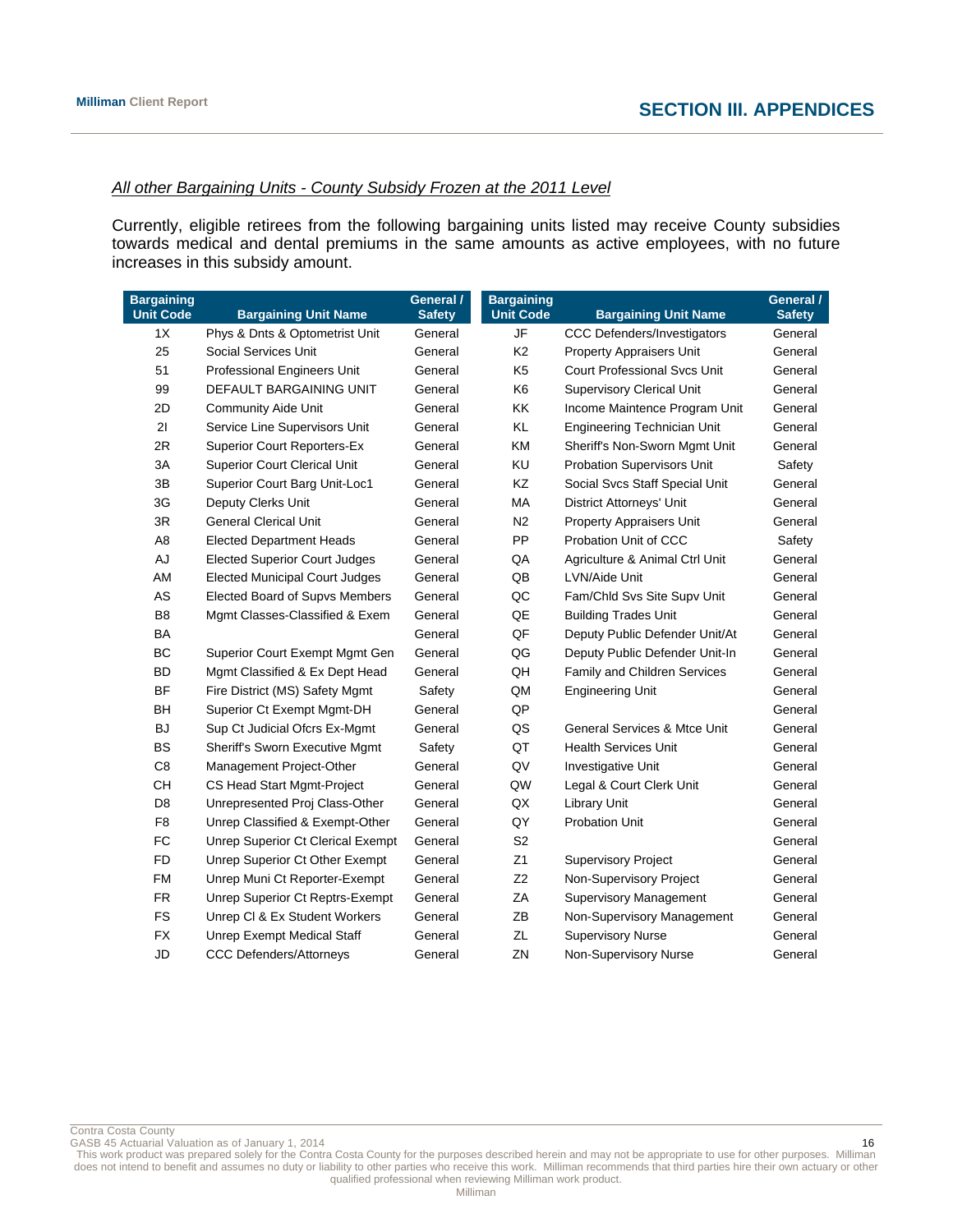## SECTION III. APPENDICES

*All other Bargaining Units - County Subsidy Frozen at the 2011 Level*

Currently, eligible retirees from the following bargaining units listed may receive County subsidies towards medical and dental premiums in the same amounts as active employees, with no future increases in this subsidy amount.

| Bargaining Unit Code | Bargaining Unit Name | General / Safety | Bargaining Unit Code | Bargaining Unit Name | General / Safety |
|---|---|---|---|---|---|
| 1X | Phys & Dnts & Optometrist Unit | General | JF | CCC Defenders/Investigators | General |
| 25 | Social Services Unit | General | K2 | Property Appraisers Unit | General |
| 51 | Professional Engineers Unit | General | K5 | Court Professional Svcs Unit | General |
| 99 | DEFAULT BARGAINING UNIT | General | K6 | Supervisory Clerical Unit | General |
| 2D | Community Aide Unit | General | KK | Income Maintence Program Unit | General |
| 2I | Service Line Supervisors Unit | General | KL | Engineering Technician Unit | General |
| 2R | Superior Court Reporters-Ex | General | KM | Sheriff's Non-Sworn Mgmt Unit | General |
| 3A | Superior Court Clerical Unit | General | KU | Probation Supervisors Unit | Safety |
| 3B | Superior Court Barg Unit-Loc1 | General | KZ | Social Svcs Staff Special Unit | General |
| 3G | Deputy Clerks Unit | General | MA | District Attorneys' Unit | General |
| 3R | General Clerical Unit | General | N2 | Property Appraisers Unit | General |
| A8 | Elected Department Heads | General | PP | Probation Unit of CCC | Safety |
| AJ | Elected Superior Court Judges | General | QA | Agriculture & Animal Ctrl Unit | General |
| AM | Elected Municipal Court Judges | General | QB | LVN/Aide Unit | General |
| AS | Elected Board of Supvs Members | General | QC | Fam/Chld Svs Site Supv Unit | General |
| B8 | Mgmt Classes-Classified & Exem | General | QE | Building Trades Unit | General |
| BA | | General | QF | Deputy Public Defender Unit/At | General |
| BC | Superior Court Exempt Mgmt Gen | General | QG | Deputy Public Defender Unit-In | General |
| BD | Mgmt Classified & Ex Dept Head | General | QH | Family and Children Services | General |
| BF | Fire District (MS) Safety Mgmt | Safety | QM | Engineering Unit | General |
| BH | Superior Ct Exempt Mgmt-DH | General | QP | | General |
| BJ | Sup Ct Judicial Ofcrs Ex-Mgmt | General | QS | General Services & Mtce Unit | General |
| BS | Sheriff's Sworn Executive Mgmt | Safety | QT | Health Services Unit | General |
| C8 | Management Project-Other | General | QV | Investigative Unit | General |
| CH | CS Head Start Mgmt-Project | General | QW | Legal & Court Clerk Unit | General |
| D8 | Unrepresented Proj Class-Other | General | QX | Library Unit | General |
| F8 | Unrep Classified & Exempt-Other | General | QY | Probation Unit | General |
| FC | Unrep Superior Ct Clerical Exempt | General | S2 | | General |
| FD | Unrep Superior Ct Other Exempt | General | Z1 | Supervisory Project | General |
| FM | Unrep Muni Ct Reporter-Exempt | General | Z2 | Non-Supervisory Project | General |
| FR | Unrep Superior Ct Reptrs-Exempt | General | ZA | Supervisory Management | General |
| FS | Unrep Cl & Ex Student Workers | General | ZB | Non-Supervisory Management | General |
| FX | Unrep Exempt Medical Staff | General | ZL | Supervisory Nurse | General |
| JD | CCC Defenders/Attorneys | General | ZN | Non-Supervisory Nurse | General |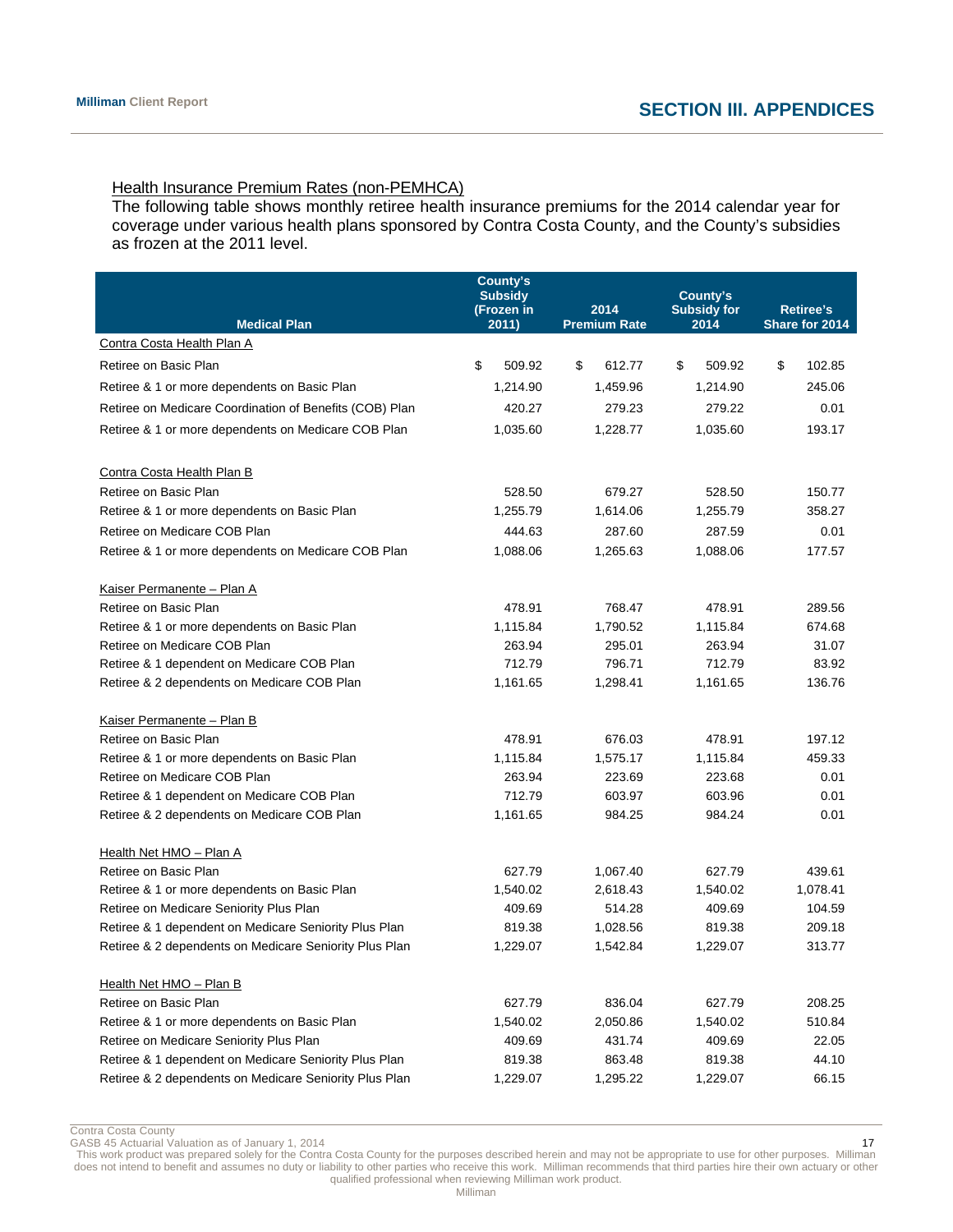## Health Insurance Premium Rates (non-PEMHCA)

The following table shows monthly retiree health insurance premiums for the 2014 calendar year for coverage under various health plans sponsored by Contra Costa County, and the County's subsidies as frozen at the 2011 level.

| Medical Plan | County's Subsidy (Frozen in 2011) | 2014 Premium Rate | County's Subsidy for 2014 | Retiree's Share for 2014 |
|---|---|---|---|---|
| Contra Costa Health Plan A | | | | |
| Retiree on Basic Plan | $ 509.92 | $ 612.77 | $ 509.92 | $ 102.85 |
| Retiree & 1 or more dependents on Basic Plan | 1,214.90 | 1,459.96 | 1,214.90 | 245.06 |
| Retiree on Medicare Coordination of Benefits (COB) Plan | 420.27 | 279.23 | 279.22 | 0.01 |
| Retiree & 1 or more dependents on Medicare COB Plan | 1,035.60 | 1,228.77 | 1,035.60 | 193.17 |
| | | | | |
| Contra Costa Health Plan B | | | | |
| Retiree on Basic Plan | 528.50 | 679.27 | 528.50 | 150.77 |
| Retiree & 1 or more dependents on Basic Plan | 1,255.79 | 1,614.06 | 1,255.79 | 358.27 |
| Retiree on Medicare COB Plan | 444.63 | 287.60 | 287.59 | 0.01 |
| Retiree & 1 or more dependents on Medicare COB Plan | 1,088.06 | 1,265.63 | 1,088.06 | 177.57 |
| | | | | |
| Kaiser Permanente – Plan A | | | | |
| Retiree on Basic Plan | 478.91 | 768.47 | 478.91 | 289.56 |
| Retiree & 1 or more dependents on Basic Plan | 1,115.84 | 1,790.52 | 1,115.84 | 674.68 |
| Retiree on Medicare COB Plan | 263.94 | 295.01 | 263.94 | 31.07 |
| Retiree & 1 dependent on Medicare COB Plan | 712.79 | 796.71 | 712.79 | 83.92 |
| Retiree & 2 dependents on Medicare COB Plan | 1,161.65 | 1,298.41 | 1,161.65 | 136.76 |
| | | | | |
| Kaiser Permanente – Plan B | | | | |
| Retiree on Basic Plan | 478.91 | 676.03 | 478.91 | 197.12 |
| Retiree & 1 or more dependents on Basic Plan | 1,115.84 | 1,575.17 | 1,115.84 | 459.33 |
| Retiree on Medicare COB Plan | 263.94 | 223.69 | 223.68 | 0.01 |
| Retiree & 1 dependent on Medicare COB Plan | 712.79 | 603.97 | 603.96 | 0.01 |
| Retiree & 2 dependents on Medicare COB Plan | 1,161.65 | 984.25 | 984.24 | 0.01 |
| | | | | |
| Health Net HMO – Plan A | | | | |
| Retiree on Basic Plan | 627.79 | 1,067.40 | 627.79 | 439.61 |
| Retiree & 1 or more dependents on Basic Plan | 1,540.02 | 2,618.43 | 1,540.02 | 1,078.41 |
| Retiree on Medicare Seniority Plus Plan | 409.69 | 514.28 | 409.69 | 104.59 |
| Retiree & 1 dependent on Medicare Seniority Plus Plan | 819.38 | 1,028.56 | 819.38 | 209.18 |
| Retiree & 2 dependents on Medicare Seniority Plus Plan | 1,229.07 | 1,542.84 | 1,229.07 | 313.77 |
| | | | | |
| Health Net HMO – Plan B | | | | |
| Retiree on Basic Plan | 627.79 | 836.04 | 627.79 | 208.25 |
| Retiree & 1 or more dependents on Basic Plan | 1,540.02 | 2,050.86 | 1,540.02 | 510.84 |
| Retiree on Medicare Seniority Plus Plan | 409.69 | 431.74 | 409.69 | 22.05 |
| Retiree & 1 dependent on Medicare Seniority Plus Plan | 819.38 | 863.48 | 819.38 | 44.10 |
| Retiree & 2 dependents on Medicare Seniority Plus Plan | 1,229.07 | 1,295.22 | 1,229.07 | 66.15 |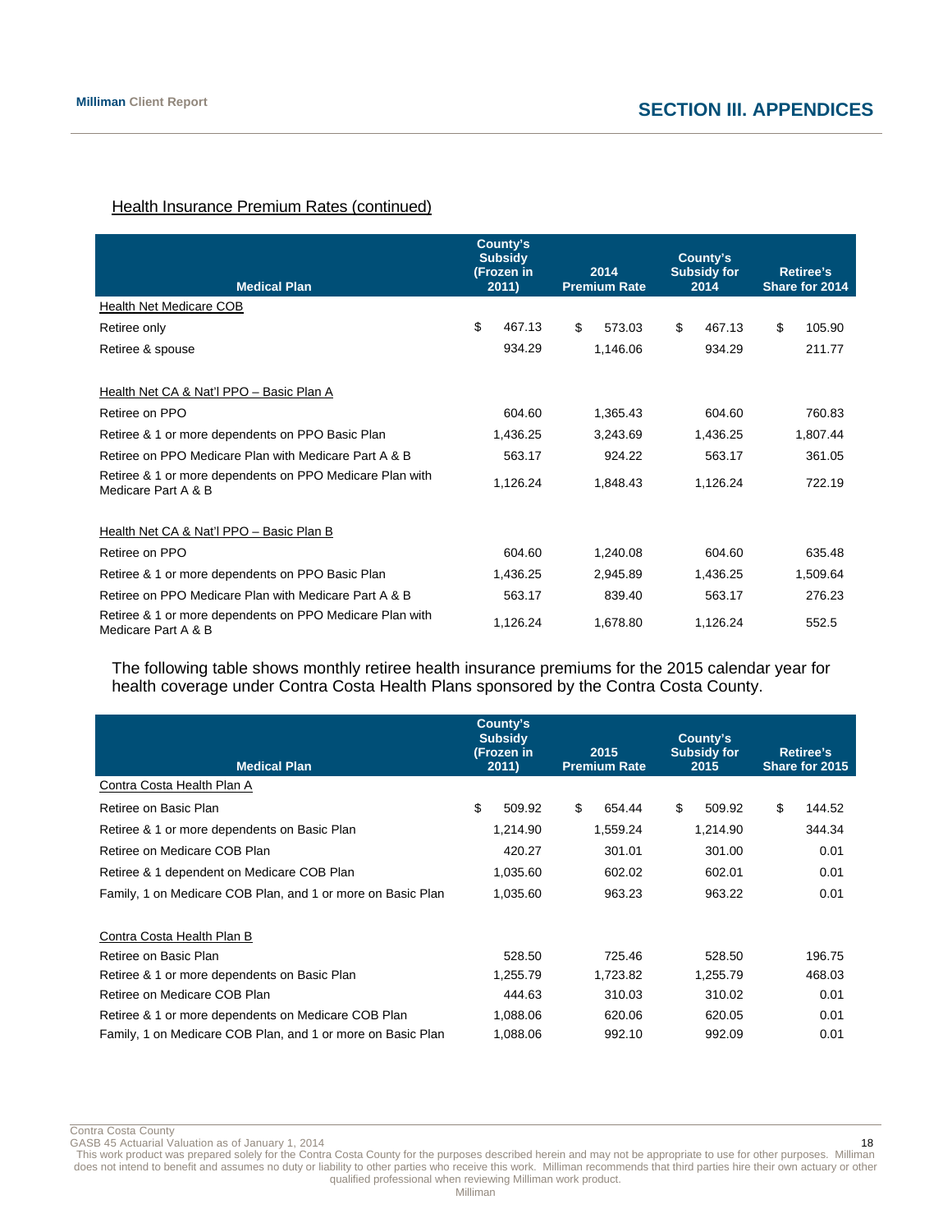## SECTION III. APPENDICES

### Health Insurance Premium Rates (continued)

| Medical Plan | County's Subsidy (Frozen in 2011) | 2014 Premium Rate | County's Subsidy for 2014 | Retiree's Share for 2014 |
|---|---|---|---|---|
| Health Net Medicare COB | | | | |
| Retiree only | $ 467.13 | $ 573.03 | $ 467.13 | $ 105.90 |
| Retiree & spouse | 934.29 | 1,146.06 | 934.29 | 211.77 |
| | | | | |
| Health Net CA & Nat'l PPO – Basic Plan A | | | | |
| Retiree on PPO | 604.60 | 1,365.43 | 604.60 | 760.83 |
| Retiree & 1 or more dependents on PPO Basic Plan | 1,436.25 | 3,243.69 | 1,436.25 | 1,807.44 |
| Retiree on PPO Medicare Plan with Medicare Part A & B | 563.17 | 924.22 | 563.17 | 361.05 |
| Retiree & 1 or more dependents on PPO Medicare Plan with Medicare Part A & B | 1,126.24 | 1,848.43 | 1,126.24 | 722.19 |
| | | | | |
| Health Net CA & Nat'l PPO – Basic Plan B | | | | |
| Retiree on PPO | 604.60 | 1,240.08 | 604.60 | 635.48 |
| Retiree & 1 or more dependents on PPO Basic Plan | 1,436.25 | 2,945.89 | 1,436.25 | 1,509.64 |
| Retiree on PPO Medicare Plan with Medicare Part A & B | 563.17 | 839.40 | 563.17 | 276.23 |
| Retiree & 1 or more dependents on PPO Medicare Plan with Medicare Part A & B | 1,126.24 | 1,678.80 | 1,126.24 | 552.5 |

The following table shows monthly retiree health insurance premiums for the 2015 calendar year for health coverage under Contra Costa Health Plans sponsored by the Contra Costa County.

| Medical Plan | County's Subsidy (Frozen in 2011) | 2015 Premium Rate | County's Subsidy for 2015 | Retiree's Share for 2015 |
|---|---|---|---|---|
| Contra Costa Health Plan A | | | | |
| Retiree on Basic Plan | $ 509.92 | $ 654.44 | $ 509.92 | $ 144.52 |
| Retiree & 1 or more dependents on Basic Plan | 1,214.90 | 1,559.24 | 1,214.90 | 344.34 |
| Retiree on Medicare COB Plan | 420.27 | 301.01 | 301.00 | 0.01 |
| Retiree & 1 dependent on Medicare COB Plan | 1,035.60 | 602.02 | 602.01 | 0.01 |
| Family, 1 on Medicare COB Plan, and 1 or more on Basic Plan | 1,035.60 | 963.23 | 963.22 | 0.01 |
| | | | | |
| Contra Costa Health Plan B | | | | |
| Retiree on Basic Plan | 528.50 | 725.46 | 528.50 | 196.75 |
| Retiree & 1 or more dependents on Basic Plan | 1,255.79 | 1,723.82 | 1,255.79 | 468.03 |
| Retiree on Medicare COB Plan | 444.63 | 310.03 | 310.02 | 0.01 |
| Retiree & 1 or more dependents on Medicare COB Plan | 1,088.06 | 620.06 | 620.05 | 0.01 |
| Family, 1 on Medicare COB Plan, and 1 or more on Basic Plan | 1,088.06 | 992.10 | 992.09 | 0.01 |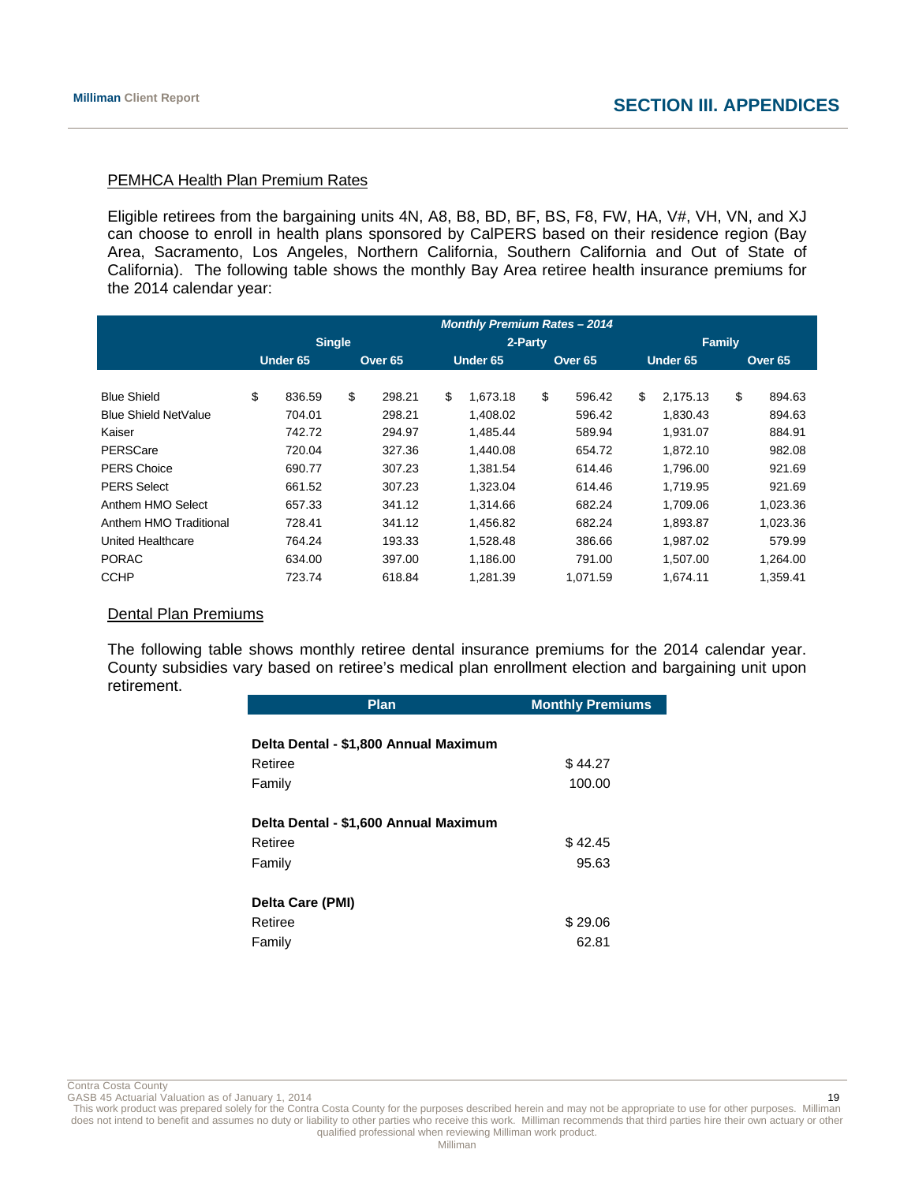## SECTION III. APPENDICES

### PEMHCA Health Plan Premium Rates

Eligible retirees from the bargaining units 4N, A8, B8, BD, BF, BS, F8, FW, HA, V#, VH, VN, and XJ can choose to enroll in health plans sponsored by CalPERS based on their residence region (Bay Area, Sacramento, Los Angeles, Northern California, Southern California and Out of State of California). The following table shows the monthly Bay Area retiree health insurance premiums for the 2014 calendar year:

| | ***Monthly Premium Rates – 2014*** | | | | | |
|---|---|---|---|---|---|---|
| | **Single** | | **2-Party** | | **Family** | |
| | **Under 65** | **Over 65** | **Under 65** | **Over 65** | **Under 65** | **Over 65** |
| Blue Shield | $ 836.59 | $ 298.21 | $ 1,673.18 | $ 596.42 | $ 2,175.13 | $ 894.63 |
| Blue Shield NetValue | 704.01 | 298.21 | 1,408.02 | 596.42 | 1,830.43 | 894.63 |
| Kaiser | 742.72 | 294.97 | 1,485.44 | 589.94 | 1,931.07 | 884.91 |
| PERSCare | 720.04 | 327.36 | 1,440.08 | 654.72 | 1,872.10 | 982.08 |
| PERS Choice | 690.77 | 307.23 | 1,381.54 | 614.46 | 1,796.00 | 921.69 |
| PERS Select | 661.52 | 307.23 | 1,323.04 | 614.46 | 1,719.95 | 921.69 |
| Anthem HMO Select | 657.33 | 341.12 | 1,314.66 | 682.24 | 1,709.06 | 1,023.36 |
| Anthem HMO Traditional | 728.41 | 341.12 | 1,456.82 | 682.24 | 1,893.87 | 1,023.36 |
| United Healthcare | 764.24 | 193.33 | 1,528.48 | 386.66 | 1,987.02 | 579.99 |
| PORAC | 634.00 | 397.00 | 1,186.00 | 791.00 | 1,507.00 | 1,264.00 |
| CCHP | 723.74 | 618.84 | 1,281.39 | 1,071.59 | 1,674.11 | 1,359.41 |

### Dental Plan Premiums

The following table shows monthly retiree dental insurance premiums for the 2014 calendar year. County subsidies vary based on retiree's medical plan enrollment election and bargaining unit upon retirement.

| Plan | Monthly Premiums |
|---|---|
| **Delta Dental - $1,800 Annual Maximum** | |
| Retiree | $ 44.27 |
| Family | 100.00 |
| **Delta Dental - $1,600 Annual Maximum** | |
| Retiree | $ 42.45 |
| Family | 95.63 |
| **Delta Care (PMI)** | |
| Retiree | $ 29.06 |
| Family | 62.81 |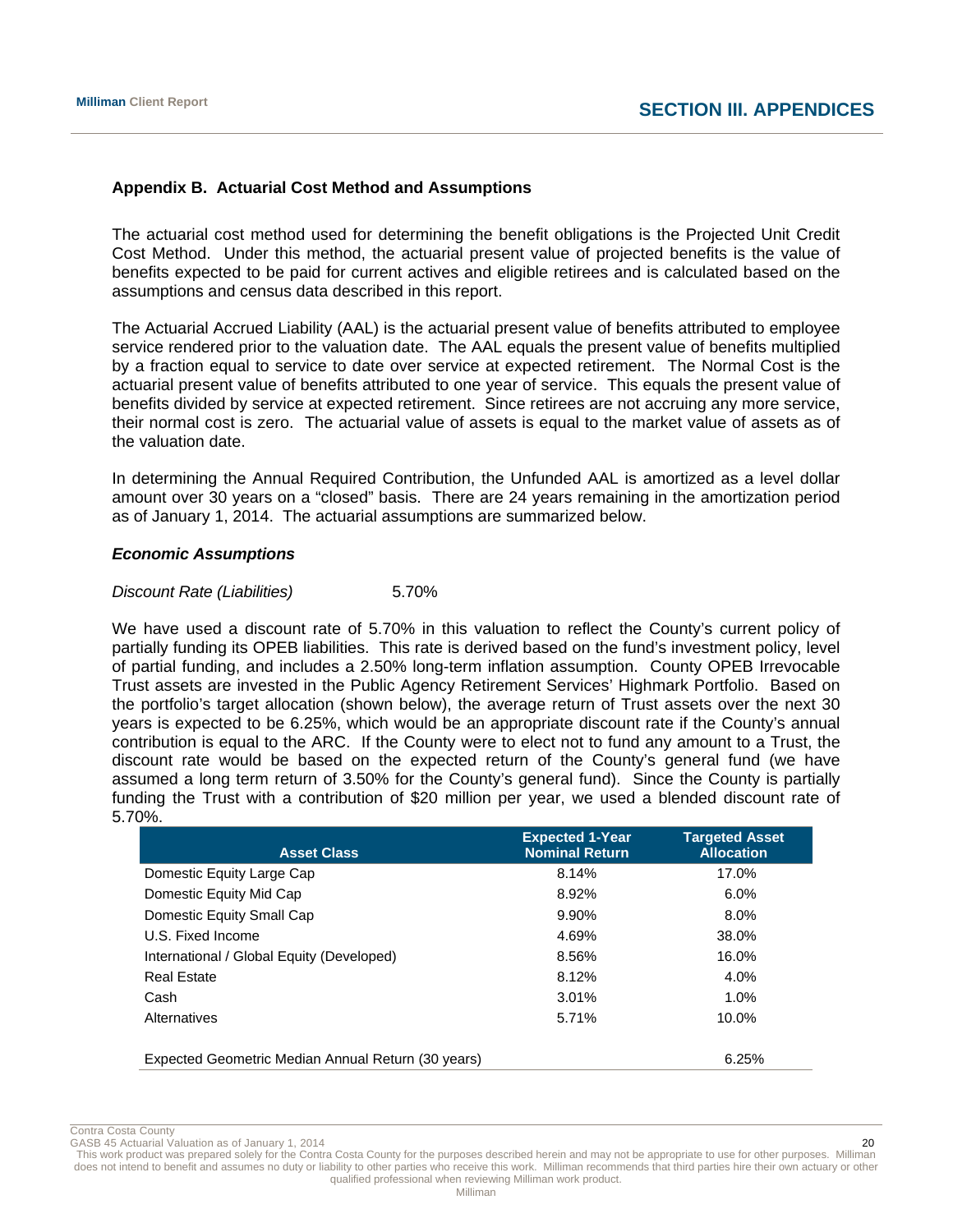## Appendix B. Actuarial Cost Method and Assumptions

The actuarial cost method used for determining the benefit obligations is the Projected Unit Credit Cost Method. Under this method, the actuarial present value of projected benefits is the value of benefits expected to be paid for current actives and eligible retirees and is calculated based on the assumptions and census data described in this report.

The Actuarial Accrued Liability (AAL) is the actuarial present value of benefits attributed to employee service rendered prior to the valuation date. The AAL equals the present value of benefits multiplied by a fraction equal to service to date over service at expected retirement. The Normal Cost is the actuarial present value of benefits attributed to one year of service. This equals the present value of benefits divided by service at expected retirement. Since retirees are not accruing any more service, their normal cost is zero. The actuarial value of assets is equal to the market value of assets as of the valuation date.

In determining the Annual Required Contribution, the Unfunded AAL is amortized as a level dollar amount over 30 years on a "closed" basis. There are 24 years remaining in the amortization period as of January 1, 2014. The actuarial assumptions are summarized below.

### *Economic Assumptions*

*Discount Rate (Liabilities)* 5.70%

We have used a discount rate of 5.70% in this valuation to reflect the County's current policy of partially funding its OPEB liabilities. This rate is derived based on the fund's investment policy, level of partial funding, and includes a 2.50% long-term inflation assumption. County OPEB Irrevocable Trust assets are invested in the Public Agency Retirement Services' Highmark Portfolio. Based on the portfolio's target allocation (shown below), the average return of Trust assets over the next 30 years is expected to be 6.25%, which would be an appropriate discount rate if the County's annual contribution is equal to the ARC. If the County were to elect not to fund any amount to a Trust, the discount rate would be based on the expected return of the County's general fund (we have assumed a long term return of 3.50% for the County's general fund). Since the County is partially funding the Trust with a contribution of $20 million per year, we used a blended discount rate of 5.70%.

| Asset Class | Expected 1-Year Nominal Return | Targeted Asset Allocation |
|---|---|---|
| Domestic Equity Large Cap | 8.14% | 17.0% |
| Domestic Equity Mid Cap | 8.92% | 6.0% |
| Domestic Equity Small Cap | 9.90% | 8.0% |
| U.S. Fixed Income | 4.69% | 38.0% |
| International / Global Equity (Developed) | 8.56% | 16.0% |
| Real Estate | 8.12% | 4.0% |
| Cash | 3.01% | 1.0% |
| Alternatives | 5.71% | 10.0% |
| | | |
| Expected Geometric Median Annual Return (30 years) | | 6.25% |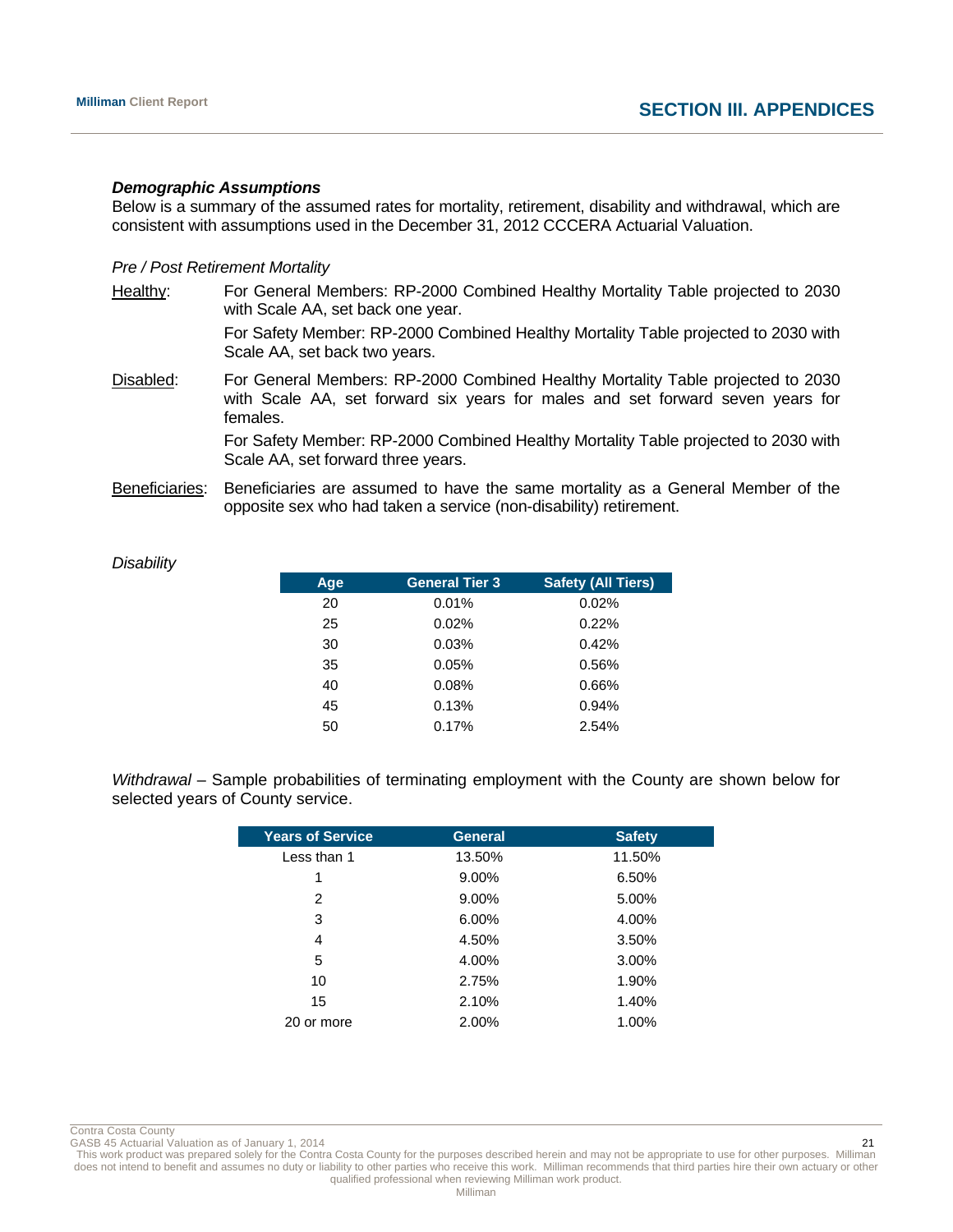### *Demographic Assumptions*

Below is a summary of the assumed rates for mortality, retirement, disability and withdrawal, which are consistent with assumptions used in the December 31, 2012 CCCERA Actuarial Valuation.

*Pre / Post Retirement Mortality*

Healthy: For General Members: RP-2000 Combined Healthy Mortality Table projected to 2030 with Scale AA, set back one year.

For Safety Member: RP-2000 Combined Healthy Mortality Table projected to 2030 with Scale AA, set back two years.

Disabled: For General Members: RP-2000 Combined Healthy Mortality Table projected to 2030 with Scale AA, set forward six years for males and set forward seven years for females.

For Safety Member: RP-2000 Combined Healthy Mortality Table projected to 2030 with Scale AA, set forward three years.

Beneficiaries: Beneficiaries are assumed to have the same mortality as a General Member of the opposite sex who had taken a service (non-disability) retirement.

*Disability*

| Age | General Tier 3 | Safety (All Tiers) |
|---|---|---|
| 20 | 0.01% | 0.02% |
| 25 | 0.02% | 0.22% |
| 30 | 0.03% | 0.42% |
| 35 | 0.05% | 0.56% |
| 40 | 0.08% | 0.66% |
| 45 | 0.13% | 0.94% |
| 50 | 0.17% | 2.54% |

*Withdrawal* – Sample probabilities of terminating employment with the County are shown below for selected years of County service.

| Years of Service | General | Safety |
|---|---|---|
| Less than 1 | 13.50% | 11.50% |
| 1 | 9.00% | 6.50% |
| 2 | 9.00% | 5.00% |
| 3 | 6.00% | 4.00% |
| 4 | 4.50% | 3.50% |
| 5 | 4.00% | 3.00% |
| 10 | 2.75% | 1.90% |
| 15 | 2.10% | 1.40% |
| 20 or more | 2.00% | 1.00% |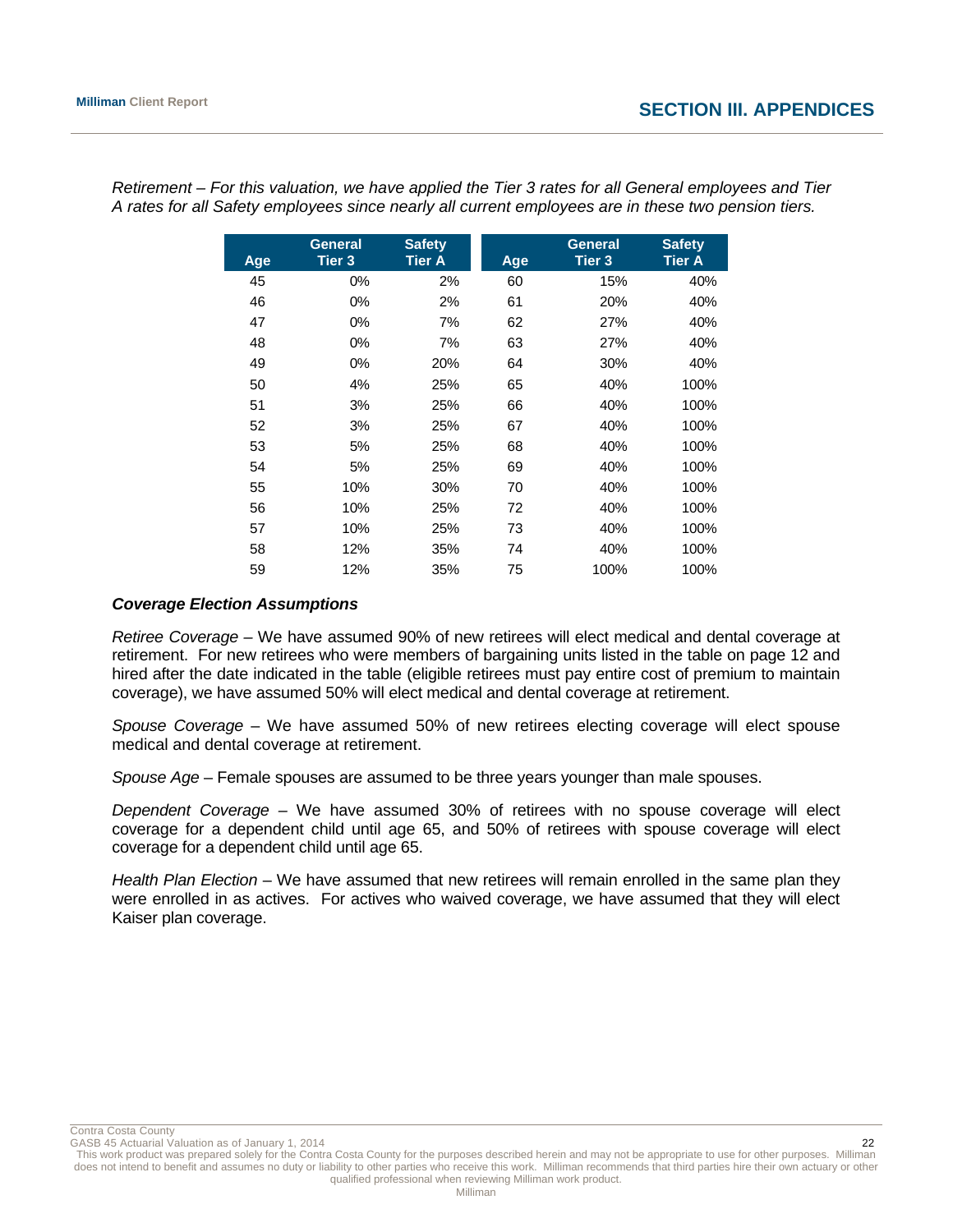*Retirement – For this valuation, we have applied the Tier 3 rates for all General employees and Tier A rates for all Safety employees since nearly all current employees are in these two pension tiers.*

| Age | General Tier 3 | Safety Tier A | Age | General Tier 3 | Safety Tier A |
|---|---|---|---|---|---|
| 45 | 0% | 2% | 60 | 15% | 40% |
| 46 | 0% | 2% | 61 | 20% | 40% |
| 47 | 0% | 7% | 62 | 27% | 40% |
| 48 | 0% | 7% | 63 | 27% | 40% |
| 49 | 0% | 20% | 64 | 30% | 40% |
| 50 | 4% | 25% | 65 | 40% | 100% |
| 51 | 3% | 25% | 66 | 40% | 100% |
| 52 | 3% | 25% | 67 | 40% | 100% |
| 53 | 5% | 25% | 68 | 40% | 100% |
| 54 | 5% | 25% | 69 | 40% | 100% |
| 55 | 10% | 30% | 70 | 40% | 100% |
| 56 | 10% | 25% | 72 | 40% | 100% |
| 57 | 10% | 25% | 73 | 40% | 100% |
| 58 | 12% | 35% | 74 | 40% | 100% |
| 59 | 12% | 35% | 75 | 100% | 100% |

***Coverage Election Assumptions***

*Retiree Coverage* – We have assumed 90% of new retirees will elect medical and dental coverage at retirement. For new retirees who were members of bargaining units listed in the table on page 12 and hired after the date indicated in the table (eligible retirees must pay entire cost of premium to maintain coverage), we have assumed 50% will elect medical and dental coverage at retirement.

*Spouse Coverage* – We have assumed 50% of new retirees electing coverage will elect spouse medical and dental coverage at retirement.

*Spouse Age* – Female spouses are assumed to be three years younger than male spouses.

*Dependent Coverage* – We have assumed 30% of retirees with no spouse coverage will elect coverage for a dependent child until age 65, and 50% of retirees with spouse coverage will elect coverage for a dependent child until age 65.

*Health Plan Election* – We have assumed that new retirees will remain enrolled in the same plan they were enrolled in as actives. For actives who waived coverage, we have assumed that they will elect Kaiser plan coverage.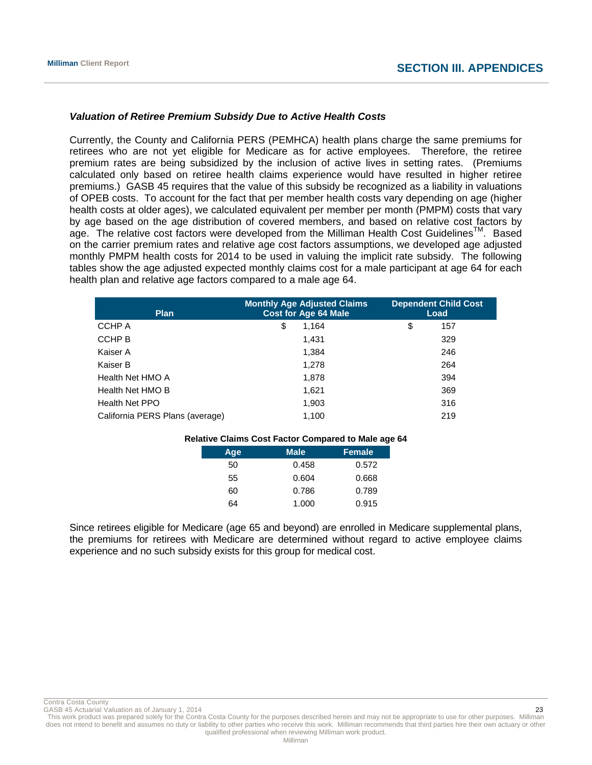### *Valuation of Retiree Premium Subsidy Due to Active Health Costs*

Currently, the County and California PERS (PEMHCA) health plans charge the same premiums for retirees who are not yet eligible for Medicare as for active employees. Therefore, the retiree premium rates are being subsidized by the inclusion of active lives in setting rates. (Premiums calculated only based on retiree health claims experience would have resulted in higher retiree premiums.) GASB 45 requires that the value of this subsidy be recognized as a liability in valuations of OPEB costs. To account for the fact that per member health costs vary depending on age (higher health costs at older ages), we calculated equivalent per member per month (PMPM) costs that vary by age based on the age distribution of covered members, and based on relative cost factors by age. The relative cost factors were developed from the Milliman Health Cost Guidelines™. Based on the carrier premium rates and relative age cost factors assumptions, we developed age adjusted monthly PMPM health costs for 2014 to be used in valuing the implicit rate subsidy. The following tables show the age adjusted expected monthly claims cost for a male participant at age 64 for each health plan and relative age factors compared to a male age 64.

| Plan | Monthly Age Adjusted Claims Cost for Age 64 Male | Dependent Child Cost Load |
|---|---|---|
| CCHP A | $ 1,164 | $ 157 |
| CCHP B | 1,431 | 329 |
| Kaiser A | 1,384 | 246 |
| Kaiser B | 1,278 | 264 |
| Health Net HMO A | 1,878 | 394 |
| Health Net HMO B | 1,621 | 369 |
| Health Net PPO | 1,903 | 316 |
| California PERS Plans (average) | 1,100 | 219 |

**Relative Claims Cost Factor Compared to Male age 64**

| Age | Male | Female |
|---|---|---|
| 50 | 0.458 | 0.572 |
| 55 | 0.604 | 0.668 |
| 60 | 0.786 | 0.789 |
| 64 | 1.000 | 0.915 |

Since retirees eligible for Medicare (age 65 and beyond) are enrolled in Medicare supplemental plans, the premiums for retirees with Medicare are determined without regard to active employee claims experience and no such subsidy exists for this group for medical cost.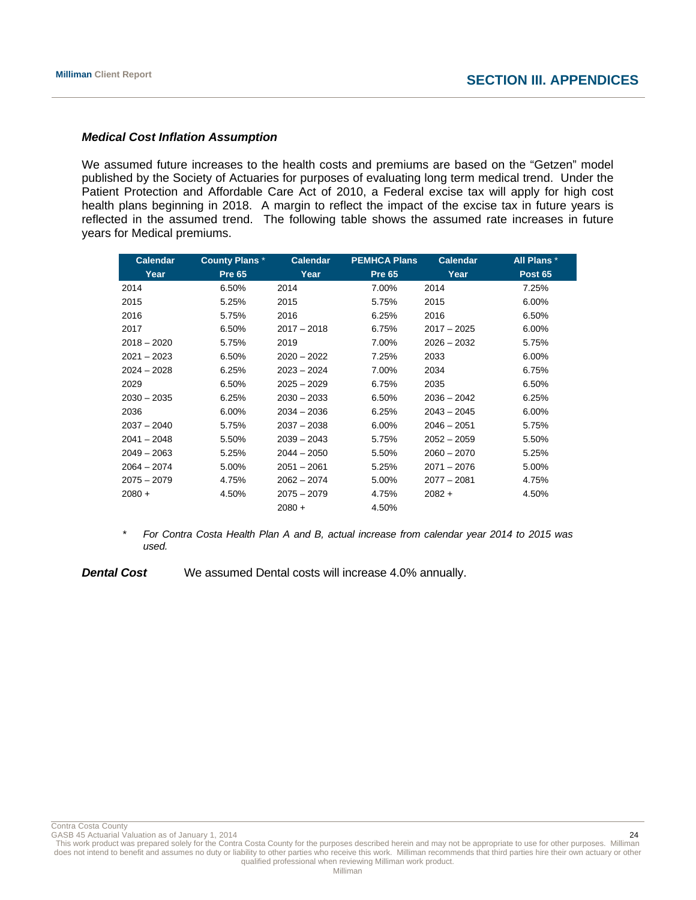### *Medical Cost Inflation Assumption*

We assumed future increases to the health costs and premiums are based on the "Getzen" model published by the Society of Actuaries for purposes of evaluating long term medical trend. Under the Patient Protection and Affordable Care Act of 2010, a Federal excise tax will apply for high cost health plans beginning in 2018. A margin to reflect the impact of the excise tax in future years is reflected in the assumed trend. The following table shows the assumed rate increases in future years for Medical premiums.

| Calendar Year | County Plans * Pre 65 | Calendar Year | PEMHCA Plans Pre 65 | Calendar Year | All Plans * Post 65 |
|---|---|---|---|---|---|
| 2014 | 6.50% | 2014 | 7.00% | 2014 | 7.25% |
| 2015 | 5.25% | 2015 | 5.75% | 2015 | 6.00% |
| 2016 | 5.75% | 2016 | 6.25% | 2016 | 6.50% |
| 2017 | 6.50% | 2017 – 2018 | 6.75% | 2017 – 2025 | 6.00% |
| 2018 – 2020 | 5.75% | 2019 | 7.00% | 2026 – 2032 | 5.75% |
| 2021 – 2023 | 6.50% | 2020 – 2022 | 7.25% | 2033 | 6.00% |
| 2024 – 2028 | 6.25% | 2023 – 2024 | 7.00% | 2034 | 6.75% |
| 2029 | 6.50% | 2025 – 2029 | 6.75% | 2035 | 6.50% |
| 2030 – 2035 | 6.25% | 2030 – 2033 | 6.50% | 2036 – 2042 | 6.25% |
| 2036 | 6.00% | 2034 – 2036 | 6.25% | 2043 – 2045 | 6.00% |
| 2037 – 2040 | 5.75% | 2037 – 2038 | 6.00% | 2046 – 2051 | 5.75% |
| 2041 – 2048 | 5.50% | 2039 – 2043 | 5.75% | 2052 – 2059 | 5.50% |
| 2049 – 2063 | 5.25% | 2044 – 2050 | 5.50% | 2060 – 2070 | 5.25% |
| 2064 – 2074 | 5.00% | 2051 – 2061 | 5.25% | 2071 – 2076 | 5.00% |
| 2075 – 2079 | 4.75% | 2062 – 2074 | 5.00% | 2077 – 2081 | 4.75% |
| 2080 + | 4.50% | 2075 – 2079 | 4.75% | 2082 + | 4.50% |
| | | 2080 + | 4.50% | | |

\* *For Contra Costa Health Plan A and B, actual increase from calendar year 2014 to 2015 was used.*

***Dental Cost*** We assumed Dental costs will increase 4.0% annually.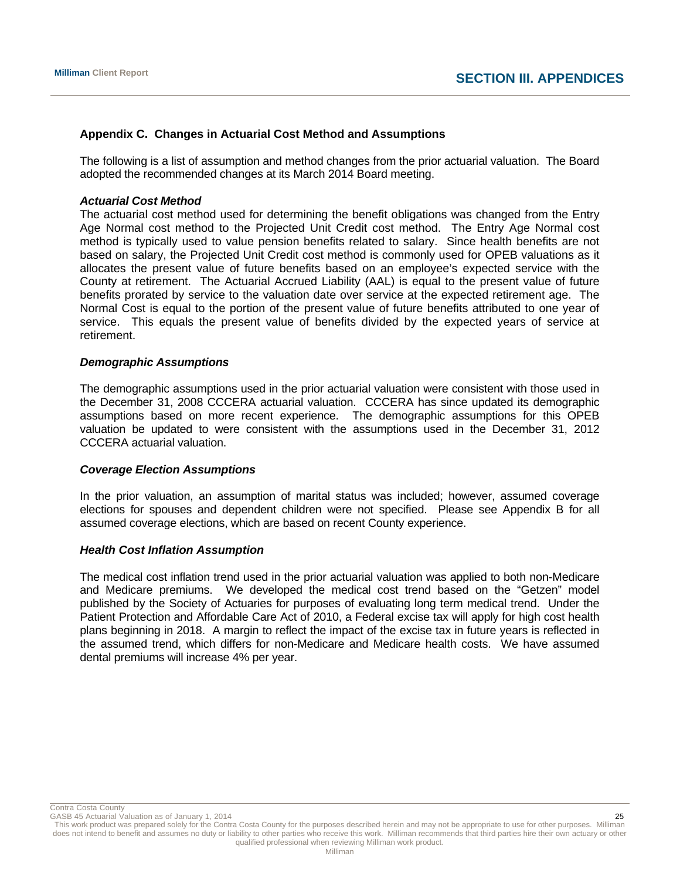## Appendix C. Changes in Actuarial Cost Method and Assumptions

The following is a list of assumption and method changes from the prior actuarial valuation. The Board adopted the recommended changes at its March 2014 Board meeting.

***Actuarial Cost Method***

The actuarial cost method used for determining the benefit obligations was changed from the Entry Age Normal cost method to the Projected Unit Credit cost method. The Entry Age Normal cost method is typically used to value pension benefits related to salary. Since health benefits are not based on salary, the Projected Unit Credit cost method is commonly used for OPEB valuations as it allocates the present value of future benefits based on an employee's expected service with the County at retirement. The Actuarial Accrued Liability (AAL) is equal to the present value of future benefits prorated by service to the valuation date over service at the expected retirement age. The Normal Cost is equal to the portion of the present value of future benefits attributed to one year of service. This equals the present value of benefits divided by the expected years of service at retirement.

***Demographic Assumptions***

The demographic assumptions used in the prior actuarial valuation were consistent with those used in the December 31, 2008 CCCERA actuarial valuation. CCCERA has since updated its demographic assumptions based on more recent experience. The demographic assumptions for this OPEB valuation be updated to were consistent with the assumptions used in the December 31, 2012 CCCERA actuarial valuation.

***Coverage Election Assumptions***

In the prior valuation, an assumption of marital status was included; however, assumed coverage elections for spouses and dependent children were not specified. Please see Appendix B for all assumed coverage elections, which are based on recent County experience.

***Health Cost Inflation Assumption***

The medical cost inflation trend used in the prior actuarial valuation was applied to both non-Medicare and Medicare premiums. We developed the medical cost trend based on the "Getzen" model published by the Society of Actuaries for purposes of evaluating long term medical trend. Under the Patient Protection and Affordable Care Act of 2010, a Federal excise tax will apply for high cost health plans beginning in 2018. A margin to reflect the impact of the excise tax in future years is reflected in the assumed trend, which differs for non-Medicare and Medicare health costs. We have assumed dental premiums will increase 4% per year.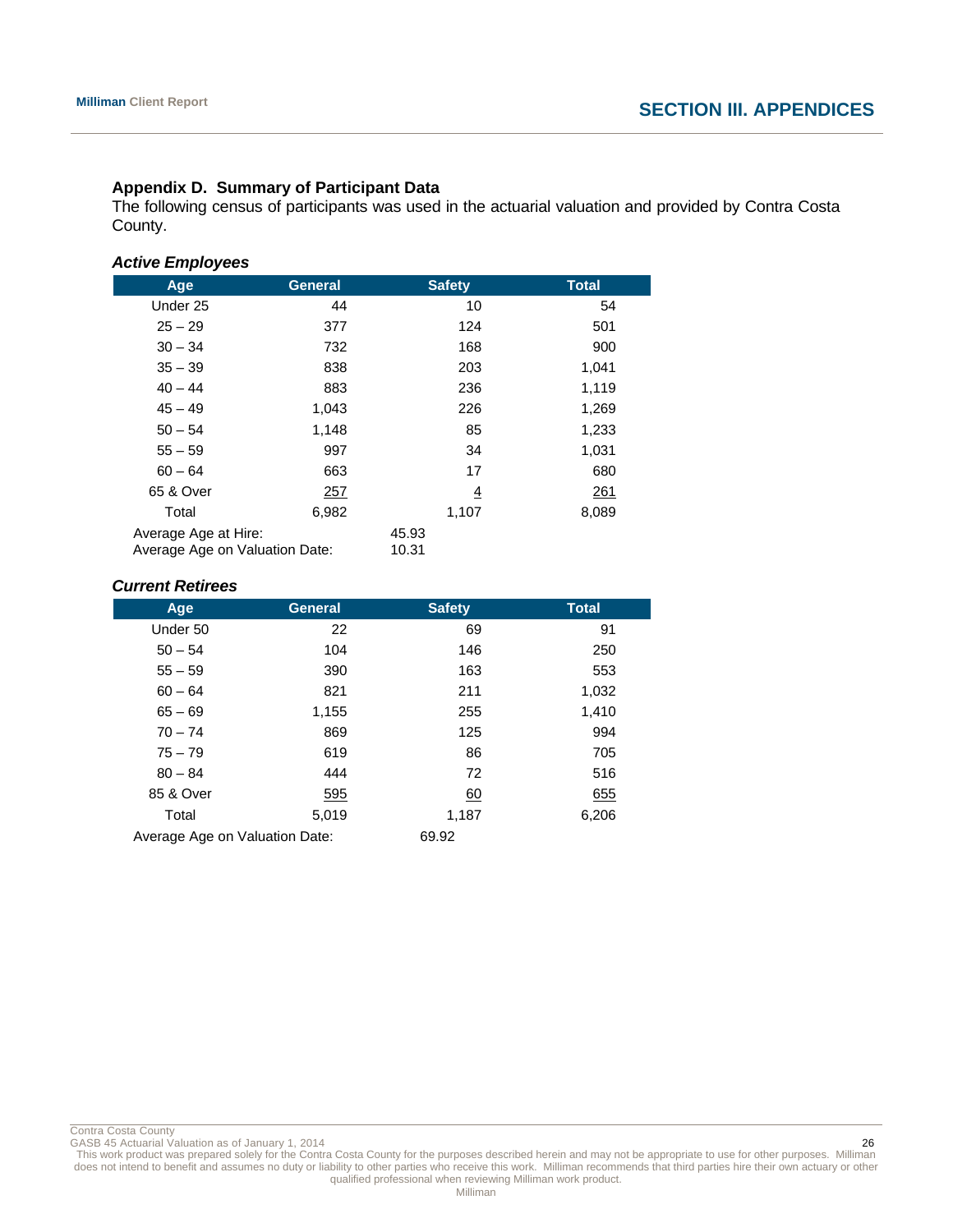## Appendix D. Summary of Participant Data

The following census of participants was used in the actuarial valuation and provided by Contra Costa County.

### *Active Employees*

| Age | General | Safety | Total |
|---|---|---|---|
| Under 25 | 44 | 10 | 54 |
| 25 – 29 | 377 | 124 | 501 |
| 30 – 34 | 732 | 168 | 900 |
| 35 – 39 | 838 | 203 | 1,041 |
| 40 – 44 | 883 | 236 | 1,119 |
| 45 – 49 | 1,043 | 226 | 1,269 |
| 50 – 54 | 1,148 | 85 | 1,233 |
| 55 – 59 | 997 | 34 | 1,031 |
| 60 – 64 | 663 | 17 | 680 |
| 65 & Over | 257 | 4 | 261 |
| Total | 6,982 | 1,107 | 8,089 |

Average Age at Hire: 45.93
Average Age on Valuation Date: 10.31

### *Current Retirees*

| Age | General | Safety | Total |
|---|---|---|---|
| Under 50 | 22 | 69 | 91 |
| 50 – 54 | 104 | 146 | 250 |
| 55 – 59 | 390 | 163 | 553 |
| 60 – 64 | 821 | 211 | 1,032 |
| 65 – 69 | 1,155 | 255 | 1,410 |
| 70 – 74 | 869 | 125 | 994 |
| 75 – 79 | 619 | 86 | 705 |
| 80 – 84 | 444 | 72 | 516 |
| 85 & Over | 595 | 60 | 655 |
| Total | 5,019 | 1,187 | 6,206 |

Average Age on Valuation Date: 69.92